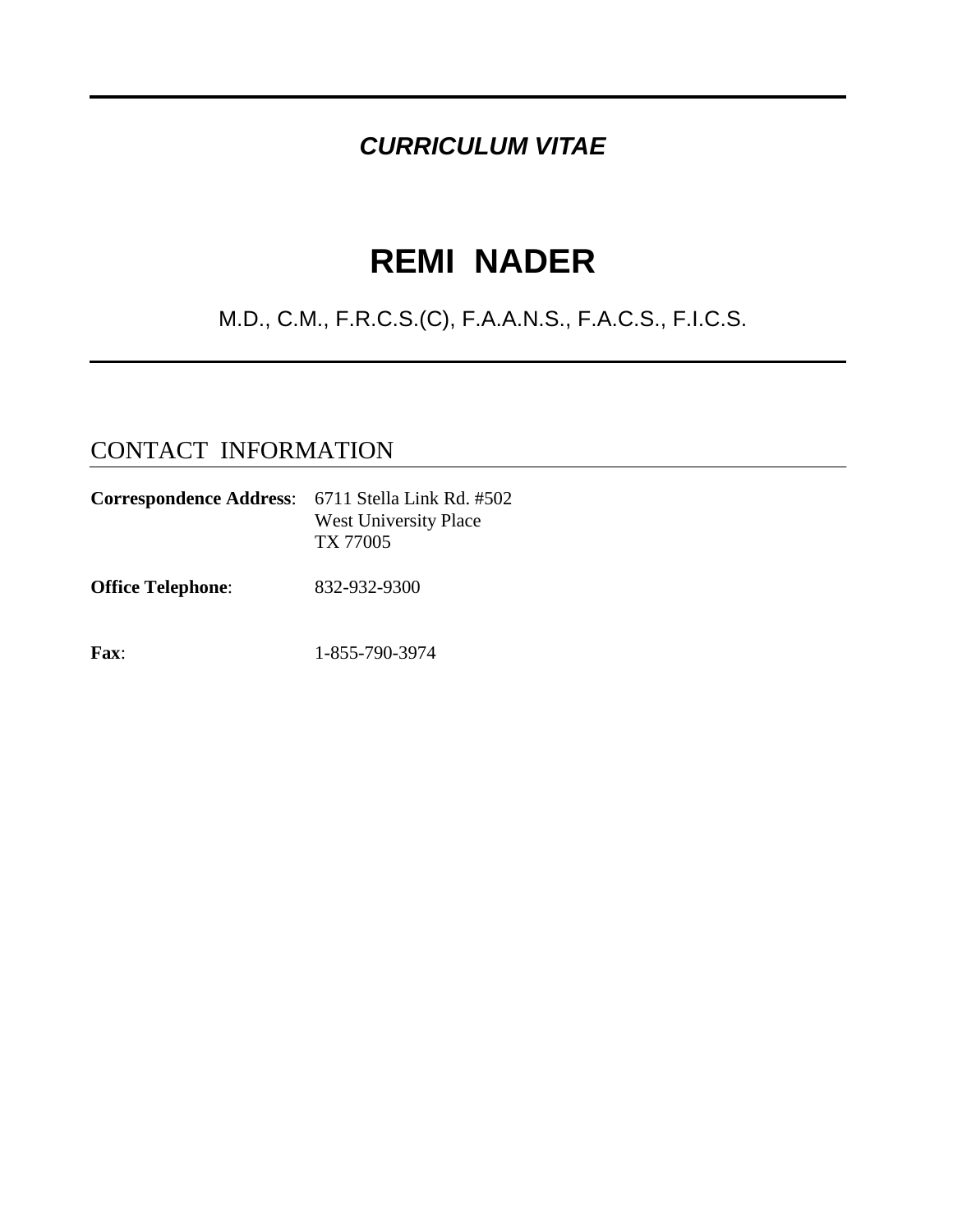***CURRICULUM VITAE***

# REMI NADER

M.D., C.M., F.R.C.S.(C), F.A.A.N.S., F.A.C.S., F.I.C.S.

## CONTACT INFORMATION

**Correspondence Address**: 6711 Stella Link Rd. #502
West University Place
TX 77005

**Office Telephone**: 832-932-9300

**Fax**: 1-855-790-3974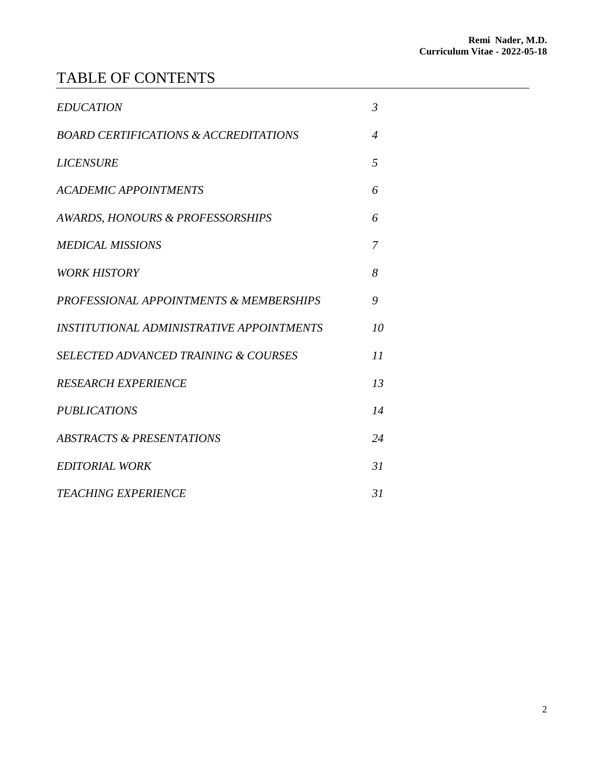# TABLE OF CONTENTS

| | |
|---|---|
| *EDUCATION* | *3* |
| *BOARD CERTIFICATIONS & ACCREDITATIONS* | *4* |
| *LICENSURE* | *5* |
| *ACADEMIC APPOINTMENTS* | *6* |
| *AWARDS, HONOURS & PROFESSORSHIPS* | *6* |
| *MEDICAL MISSIONS* | *7* |
| *WORK HISTORY* | *8* |
| *PROFESSIONAL APPOINTMENTS & MEMBERSHIPS* | *9* |
| *INSTITUTIONAL ADMINISTRATIVE APPOINTMENTS* | *10* |
| *SELECTED ADVANCED TRAINING & COURSES* | *11* |
| *RESEARCH EXPERIENCE* | *13* |
| *PUBLICATIONS* | *14* |
| *ABSTRACTS & PRESENTATIONS* | *24* |
| *EDITORIAL WORK* | *31* |
| *TEACHING EXPERIENCE* | *31* |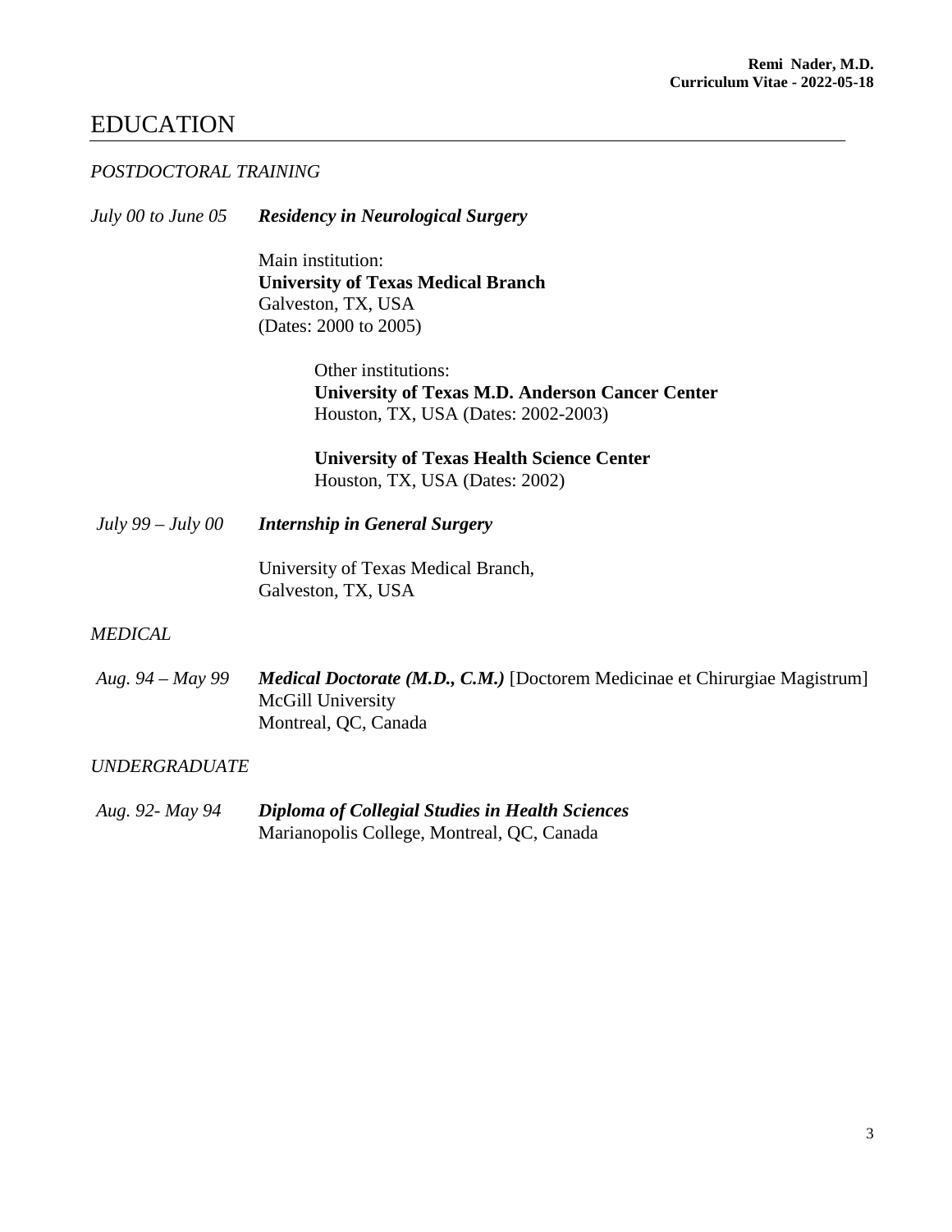# EDUCATION

*POSTDOCTORAL TRAINING*

*July 00 to June 05* ***Residency in Neurological Surgery***

Main institution:
**University of Texas Medical Branch**
Galveston, TX, USA
(Dates: 2000 to 2005)

Other institutions:
**University of Texas M.D. Anderson Cancer Center**
Houston, TX, USA (Dates: 2002-2003)

**University of Texas Health Science Center**
Houston, TX, USA (Dates: 2002)

*July 99 – July 00* ***Internship in General Surgery***

University of Texas Medical Branch,
Galveston, TX, USA

*MEDICAL*

*Aug. 94 – May 99* ***Medical Doctorate (M.D., C.M.)*** [Doctorem Medicinae et Chirurgiae Magistrum]
McGill University
Montreal, QC, Canada

*UNDERGRADUATE*

*Aug. 92- May 94* ***Diploma of Collegial Studies in Health Sciences***
Marianopolis College, Montreal, QC, Canada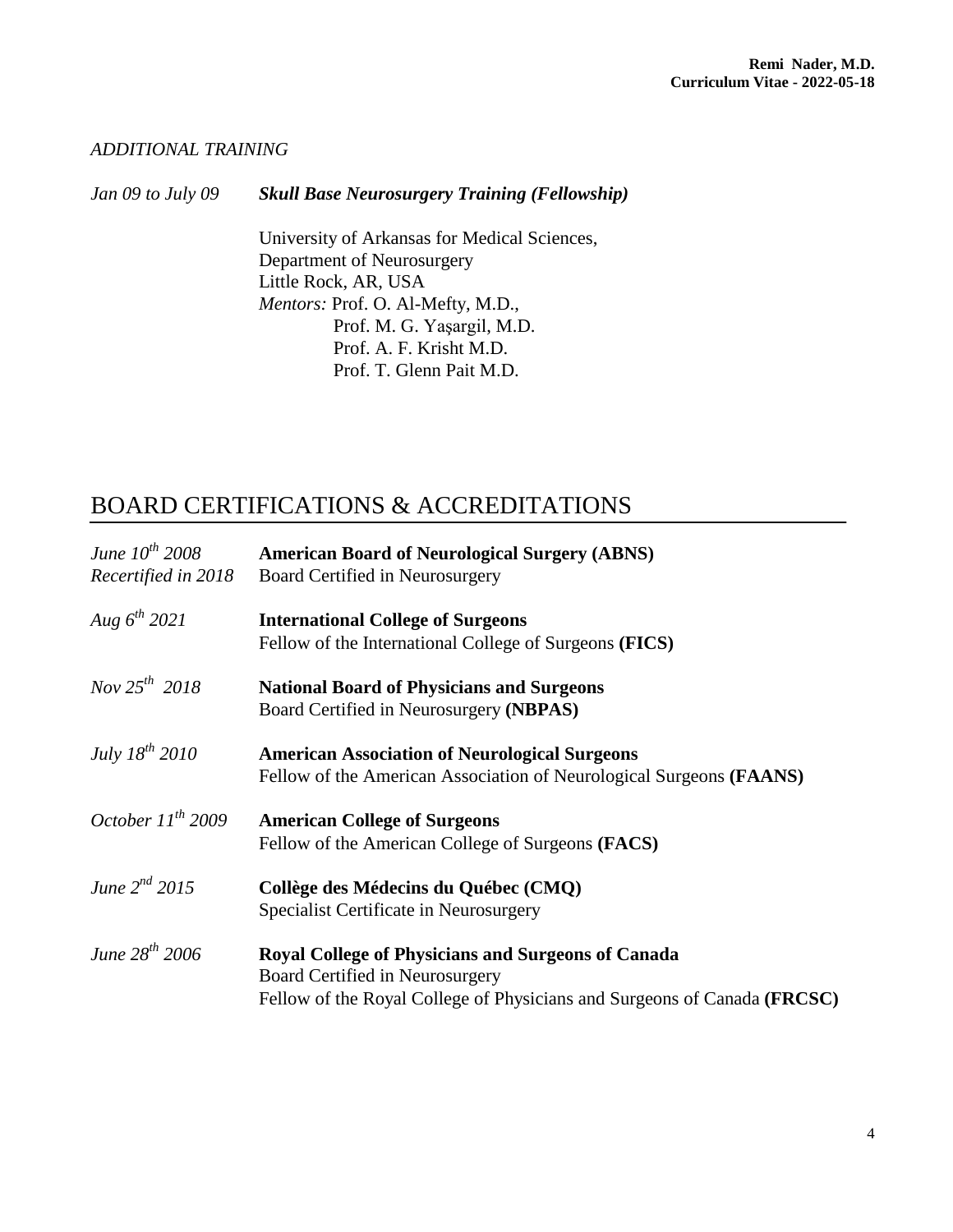*ADDITIONAL TRAINING*

*Jan 09 to July 09* ***Skull Base Neurosurgery Training (Fellowship)***

University of Arkansas for Medical Sciences,
Department of Neurosurgery
Little Rock, AR, USA
*Mentors:* Prof. O. Al-Mefty, M.D.,
Prof. M. G. Yaşargil, M.D.
Prof. A. F. Krisht M.D.
Prof. T. Glenn Pait M.D.

# BOARD CERTIFICATIONS & ACCREDITATIONS

*June 10th 2008*
*Recertified in 2018*
**American Board of Neurological Surgery (ABNS)**
Board Certified in Neurosurgery

*Aug 6th 2021*
**International College of Surgeons**
Fellow of the International College of Surgeons **(FICS)**

*Nov 25th 2018*
**National Board of Physicians and Surgeons**
Board Certified in Neurosurgery **(NBPAS)**

*July 18th 2010*
**American Association of Neurological Surgeons**
Fellow of the American Association of Neurological Surgeons **(FAANS)**

*October 11th 2009*
**American College of Surgeons**
Fellow of the American College of Surgeons **(FACS)**

*June 2nd 2015*
**Collège des Médecins du Québec (CMQ)**
Specialist Certificate in Neurosurgery

*June 28th 2006*
**Royal College of Physicians and Surgeons of Canada**
Board Certified in Neurosurgery
Fellow of the Royal College of Physicians and Surgeons of Canada **(FRCSC)**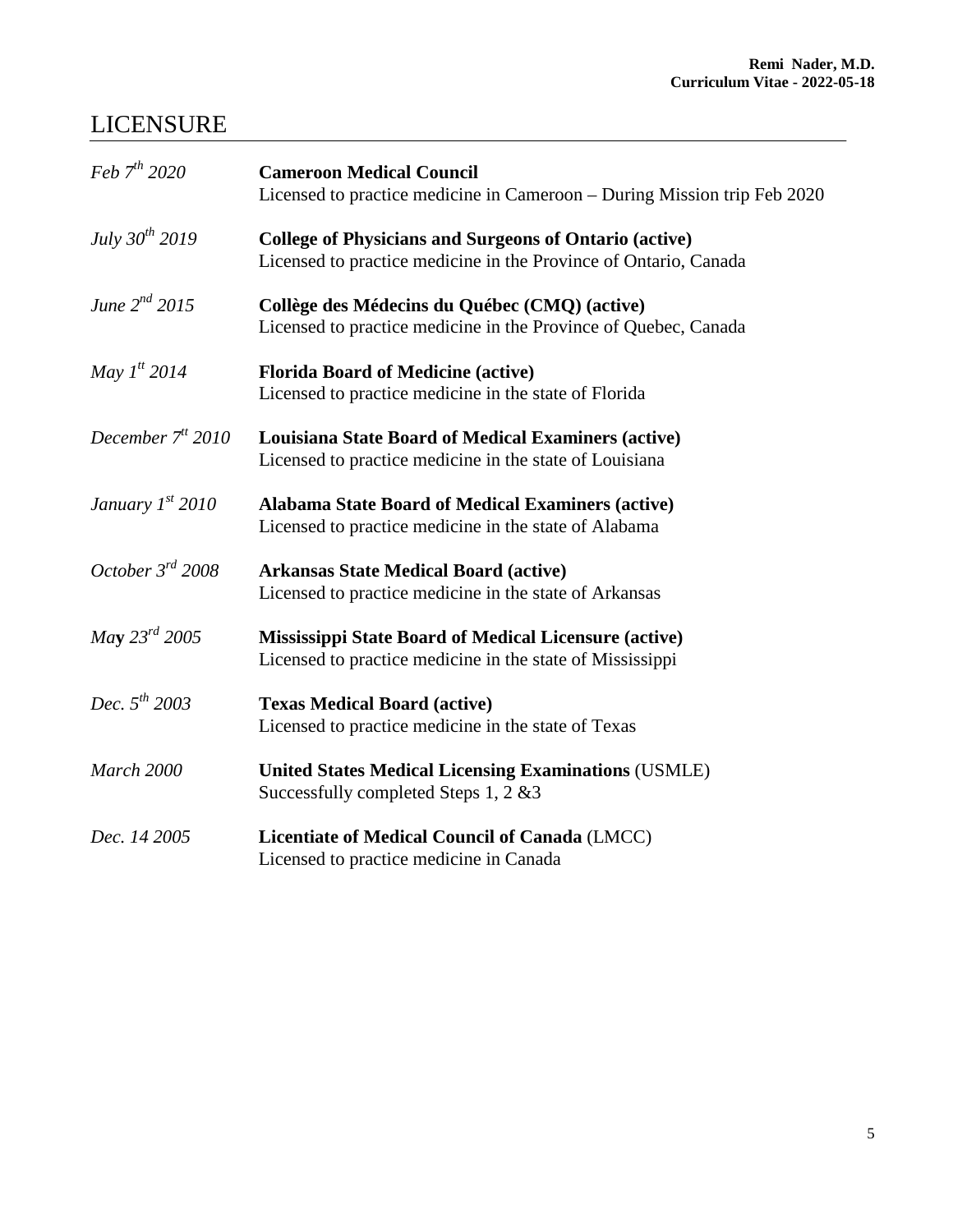# LICENSURE

| | |
|---|---|
| *Feb 7th 2020* | **Cameroon Medical Council**<br>Licensed to practice medicine in Cameroon – During Mission trip Feb 2020 |
| *July 30th 2019* | **College of Physicians and Surgeons of Ontario (active)**<br>Licensed to practice medicine in the Province of Ontario, Canada |
| *June 2nd 2015* | **Collège des Médecins du Québec (CMQ) (active)**<br>Licensed to practice medicine in the Province of Quebec, Canada |
| *May 1tt 2014* | **Florida Board of Medicine (active)**<br>Licensed to practice medicine in the state of Florida |
| *December 7tt 2010* | **Louisiana State Board of Medical Examiners (active)**<br>Licensed to practice medicine in the state of Louisiana |
| *January 1st 2010* | **Alabama State Board of Medical Examiners (active)**<br>Licensed to practice medicine in the state of Alabama |
| *October 3rd 2008* | **Arkansas State Medical Board (active)**<br>Licensed to practice medicine in the state of Arkansas |
| *May 23rd 2005* | **Mississippi State Board of Medical Licensure (active)**<br>Licensed to practice medicine in the state of Mississippi |
| *Dec. 5th 2003* | **Texas Medical Board (active)**<br>Licensed to practice medicine in the state of Texas |
| *March 2000* | **United States Medical Licensing Examinations** (USMLE)<br>Successfully completed Steps 1, 2 &3 |
| *Dec. 14 2005* | **Licentiate of Medical Council of Canada** (LMCC)<br>Licensed to practice medicine in Canada |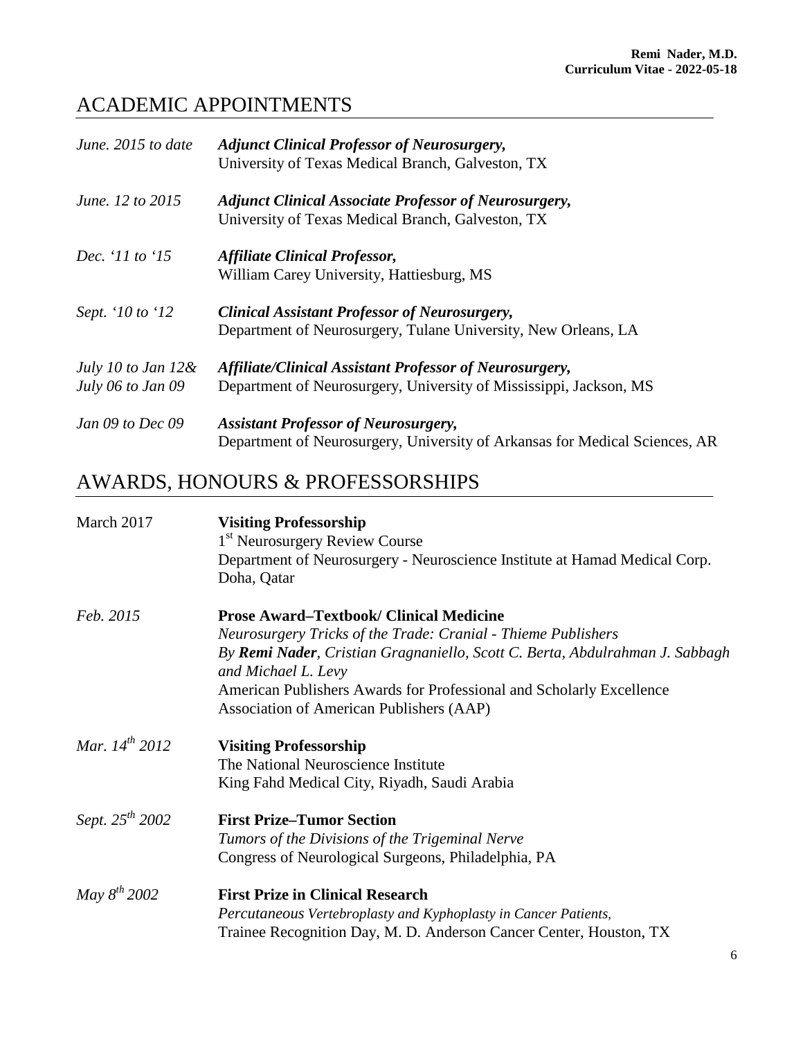## ACADEMIC APPOINTMENTS

| | |
|---|---|
| *June. 2015 to date* | ***Adjunct Clinical Professor of Neurosurgery,***<br>University of Texas Medical Branch, Galveston, TX |
| *June. 12 to 2015* | ***Adjunct Clinical Associate Professor of Neurosurgery,***<br>University of Texas Medical Branch, Galveston, TX |
| *Dec. '11 to '15* | ***Affiliate Clinical Professor,***<br>William Carey University, Hattiesburg, MS |
| *Sept. '10 to '12* | ***Clinical Assistant Professor of Neurosurgery,***<br>Department of Neurosurgery, Tulane University, New Orleans, LA |
| *July 10 to Jan 12&*<br>*July 06 to Jan 09* | ***Affiliate/Clinical Assistant Professor of Neurosurgery,***<br>Department of Neurosurgery, University of Mississippi, Jackson, MS |
| *Jan 09 to Dec 09* | ***Assistant Professor of Neurosurgery,***<br>Department of Neurosurgery, University of Arkansas for Medical Sciences, AR |

## AWARDS, HONOURS & PROFESSORSHIPS

| | |
|---|---|
| March 2017 | **Visiting Professorship**<br>1st Neurosurgery Review Course<br>Department of Neurosurgery - Neuroscience Institute at Hamad Medical Corp.<br>Doha, Qatar |
| *Feb. 2015* | **Prose Award–Textbook/ Clinical Medicine**<br>*Neurosurgery Tricks of the Trade: Cranial - Thieme Publishers*<br>*By **Remi Nader**, Cristian Gragnaniello, Scott C. Berta, Abdulrahman J. Sabbagh and Michael L. Levy*<br>American Publishers Awards for Professional and Scholarly Excellence<br>Association of American Publishers (AAP) |
| *Mar. 14th 2012* | **Visiting Professorship**<br>The National Neuroscience Institute<br>King Fahd Medical City, Riyadh, Saudi Arabia |
| *Sept. 25th 2002* | **First Prize–Tumor Section**<br>*Tumors of the Divisions of the Trigeminal Nerve*<br>Congress of Neurological Surgeons, Philadelphia, PA |
| *May 8th 2002* | **First Prize in Clinical Research**<br>*Percutaneous Vertebroplasty and Kyphoplasty in Cancer Patients,*<br>Trainee Recognition Day, M. D. Anderson Cancer Center, Houston, TX |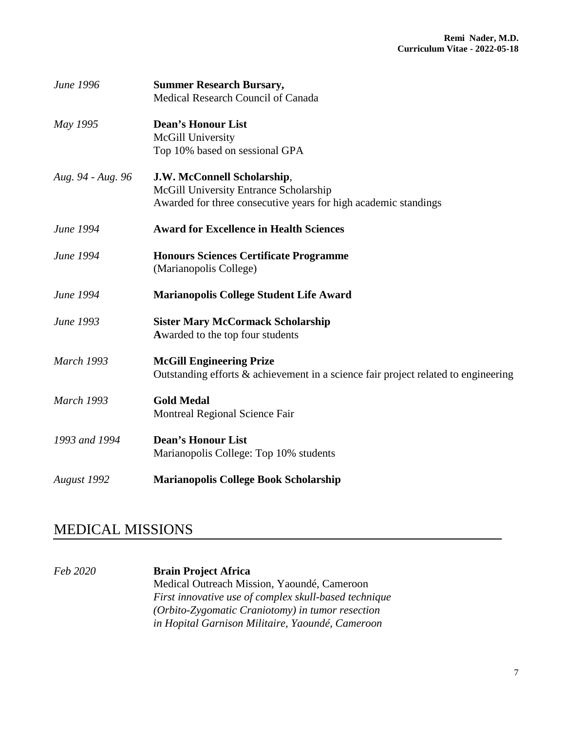*June 1996* **Summer Research Bursary,**
Medical Research Council of Canada

*May 1995* **Dean's Honour List**
McGill University
Top 10% based on sessional GPA

*Aug. 94 - Aug. 96* **J.W. McConnell Scholarship**,
McGill University Entrance Scholarship
Awarded for three consecutive years for high academic standings

*June 1994* **Award for Excellence in Health Sciences**

*June 1994* **Honours Sciences Certificate Programme**
(Marianopolis College)

*June 1994* **Marianopolis College Student Life Award**

*June 1993* **Sister Mary McCormack Scholarship**
**A**warded to the top four students

*March 1993* **McGill Engineering Prize**
Outstanding efforts & achievement in a science fair project related to engineering

*March 1993* **Gold Medal**
Montreal Regional Science Fair

*1993 and 1994* **Dean's Honour List**
Marianopolis College: Top 10% students

*August 1992* **Marianopolis College Book Scholarship**

# MEDICAL MISSIONS

*Feb 2020* **Brain Project Africa**
Medical Outreach Mission, Yaoundé, Cameroon
*First innovative use of complex skull-based technique*
*(Orbito-Zygomatic Craniotomy) in tumor resection*
*in Hopital Garnison Militaire, Yaoundé, Cameroon*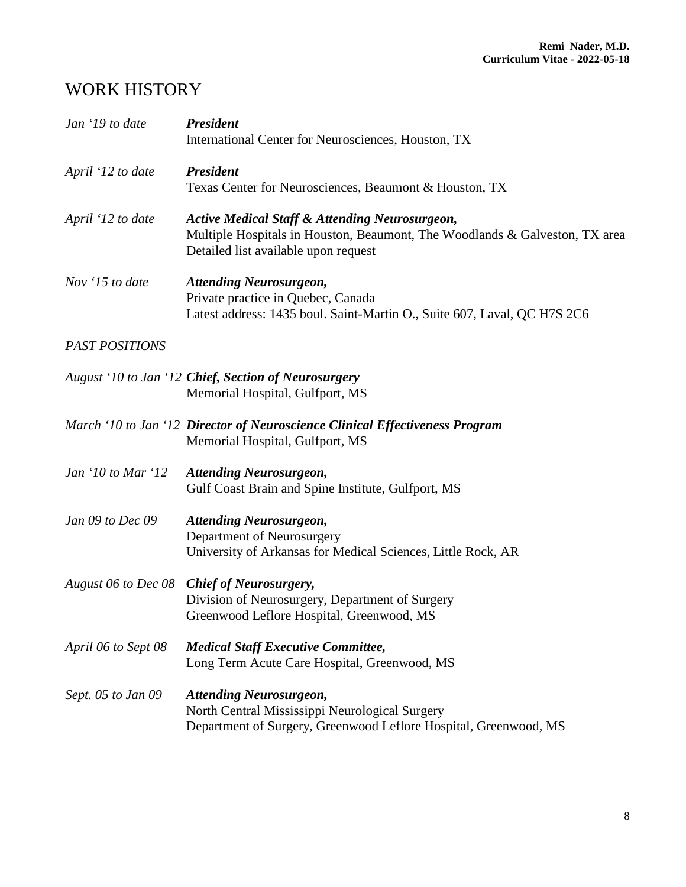# WORK HISTORY

*Jan '19 to date* — ***President***
International Center for Neurosciences, Houston, TX

*April '12 to date* — ***President***
Texas Center for Neurosciences, Beaumont & Houston, TX

*April '12 to date* — ***Active Medical Staff & Attending Neurosurgeon,***
Multiple Hospitals in Houston, Beaumont, The Woodlands & Galveston, TX area
Detailed list available upon request

*Nov '15 to date* — ***Attending Neurosurgeon,***
Private practice in Quebec, Canada
Latest address: 1435 boul. Saint-Martin O., Suite 607, Laval, QC H7S 2C6

*PAST POSITIONS*

*August '10 to Jan '12* — ***Chief, Section of Neurosurgery***
Memorial Hospital, Gulfport, MS

*March '10 to Jan '12* — ***Director of Neuroscience Clinical Effectiveness Program***
Memorial Hospital, Gulfport, MS

*Jan '10 to Mar '12* — ***Attending Neurosurgeon,***
Gulf Coast Brain and Spine Institute, Gulfport, MS

*Jan 09 to Dec 09* — ***Attending Neurosurgeon,***
Department of Neurosurgery
University of Arkansas for Medical Sciences, Little Rock, AR

*August 06 to Dec 08* — ***Chief of Neurosurgery,***
Division of Neurosurgery, Department of Surgery
Greenwood Leflore Hospital, Greenwood, MS

*April 06 to Sept 08* — ***Medical Staff Executive Committee,***
Long Term Acute Care Hospital, Greenwood, MS

*Sept. 05 to Jan 09* — ***Attending Neurosurgeon,***
North Central Mississippi Neurological Surgery
Department of Surgery, Greenwood Leflore Hospital, Greenwood, MS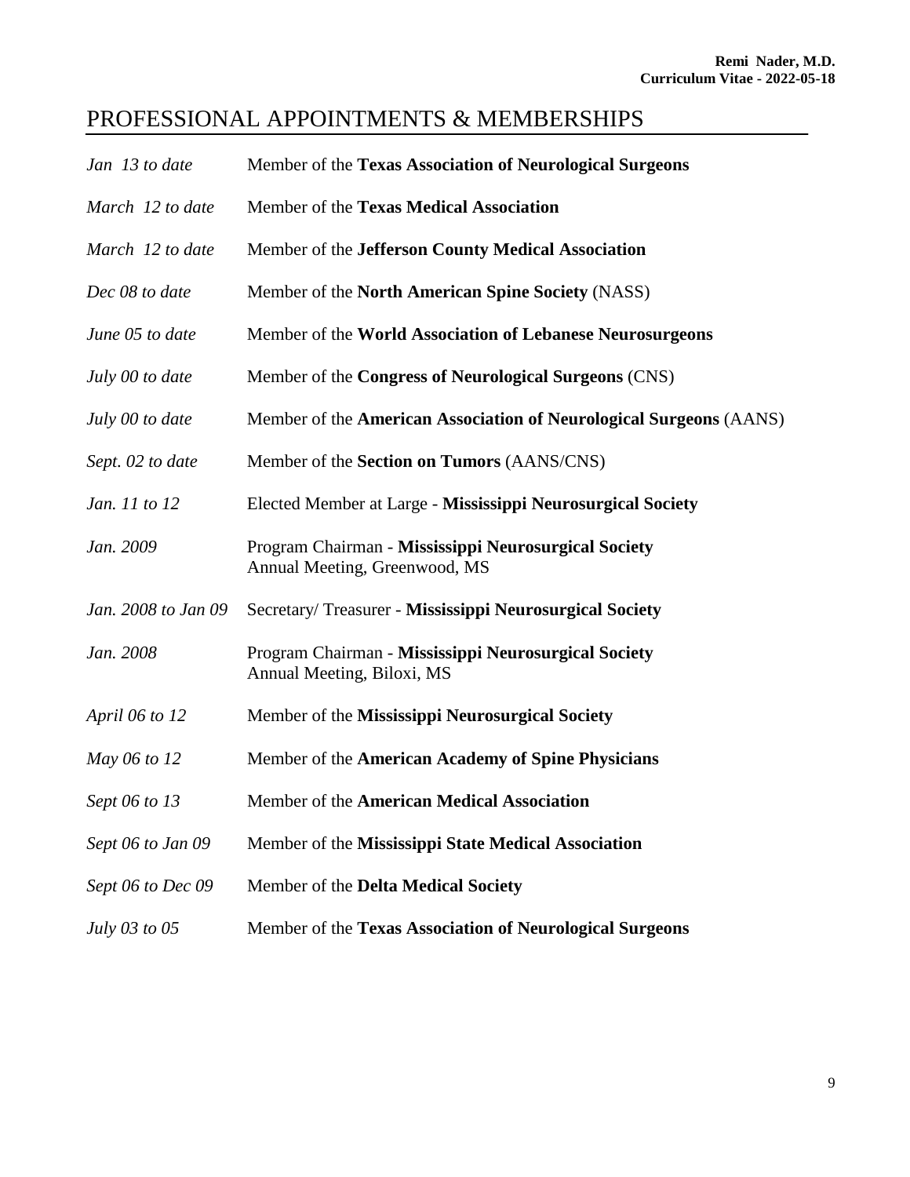## PROFESSIONAL APPOINTMENTS & MEMBERSHIPS

| | |
|---|---|
| *Jan 13 to date* | Member of the **Texas Association of Neurological Surgeons** |
| *March 12 to date* | Member of the **Texas Medical Association** |
| *March 12 to date* | Member of the **Jefferson County Medical Association** |
| *Dec 08 to date* | Member of the **North American Spine Society** (NASS) |
| *June 05 to date* | Member of the **World Association of Lebanese Neurosurgeons** |
| *July 00 to date* | Member of the **Congress of Neurological Surgeons** (CNS) |
| *July 00 to date* | Member of the **American Association of Neurological Surgeons** (AANS) |
| *Sept. 02 to date* | Member of the **Section on Tumors** (AANS/CNS) |
| *Jan. 11 to 12* | Elected Member at Large - **Mississippi Neurosurgical Society** |
| *Jan. 2009* | Program Chairman - **Mississippi Neurosurgical Society** Annual Meeting, Greenwood, MS |
| *Jan. 2008 to Jan 09* | Secretary/ Treasurer - **Mississippi Neurosurgical Society** |
| *Jan. 2008* | Program Chairman - **Mississippi Neurosurgical Society** Annual Meeting, Biloxi, MS |
| *April 06 to 12* | Member of the **Mississippi Neurosurgical Society** |
| *May 06 to 12* | Member of the **American Academy of Spine Physicians** |
| *Sept 06 to 13* | Member of the **American Medical Association** |
| *Sept 06 to Jan 09* | Member of the **Mississippi State Medical Association** |
| *Sept 06 to Dec 09* | Member of the **Delta Medical Society** |
| *July 03 to 05* | Member of the **Texas Association of Neurological Surgeons** |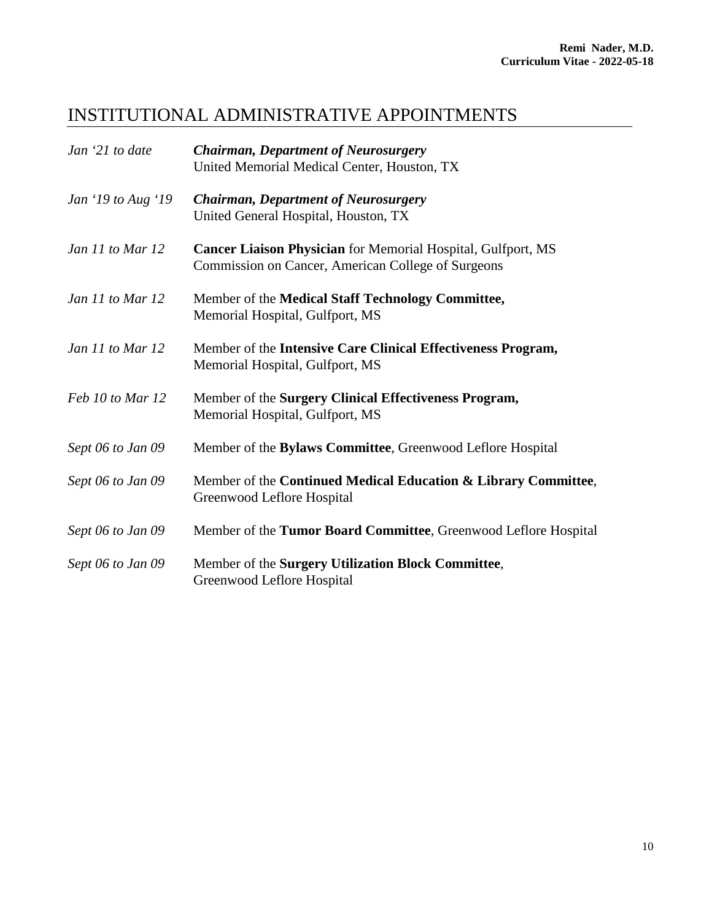# INSTITUTIONAL ADMINISTRATIVE APPOINTMENTS

*Jan ‘21 to date* — ***Chairman, Department of Neurosurgery***
United Memorial Medical Center, Houston, TX

*Jan ‘19 to Aug ‘19* — ***Chairman, Department of Neurosurgery***
United General Hospital, Houston, TX

*Jan 11 to Mar 12* — **Cancer Liaison Physician** for Memorial Hospital, Gulfport, MS
Commission on Cancer, American College of Surgeons

*Jan 11 to Mar 12* — Member of the **Medical Staff Technology Committee,**
Memorial Hospital, Gulfport, MS

*Jan 11 to Mar 12* — Member of the **Intensive Care Clinical Effectiveness Program,**
Memorial Hospital, Gulfport, MS

*Feb 10 to Mar 12* — Member of the **Surgery Clinical Effectiveness Program,**
Memorial Hospital, Gulfport, MS

*Sept 06 to Jan 09* — Member of the **Bylaws Committee**, Greenwood Leflore Hospital

*Sept 06 to Jan 09* — Member of the **Continued Medical Education & Library Committee**,
Greenwood Leflore Hospital

*Sept 06 to Jan 09* — Member of the **Tumor Board Committee**, Greenwood Leflore Hospital

*Sept 06 to Jan 09* — Member of the **Surgery Utilization Block Committee**,
Greenwood Leflore Hospital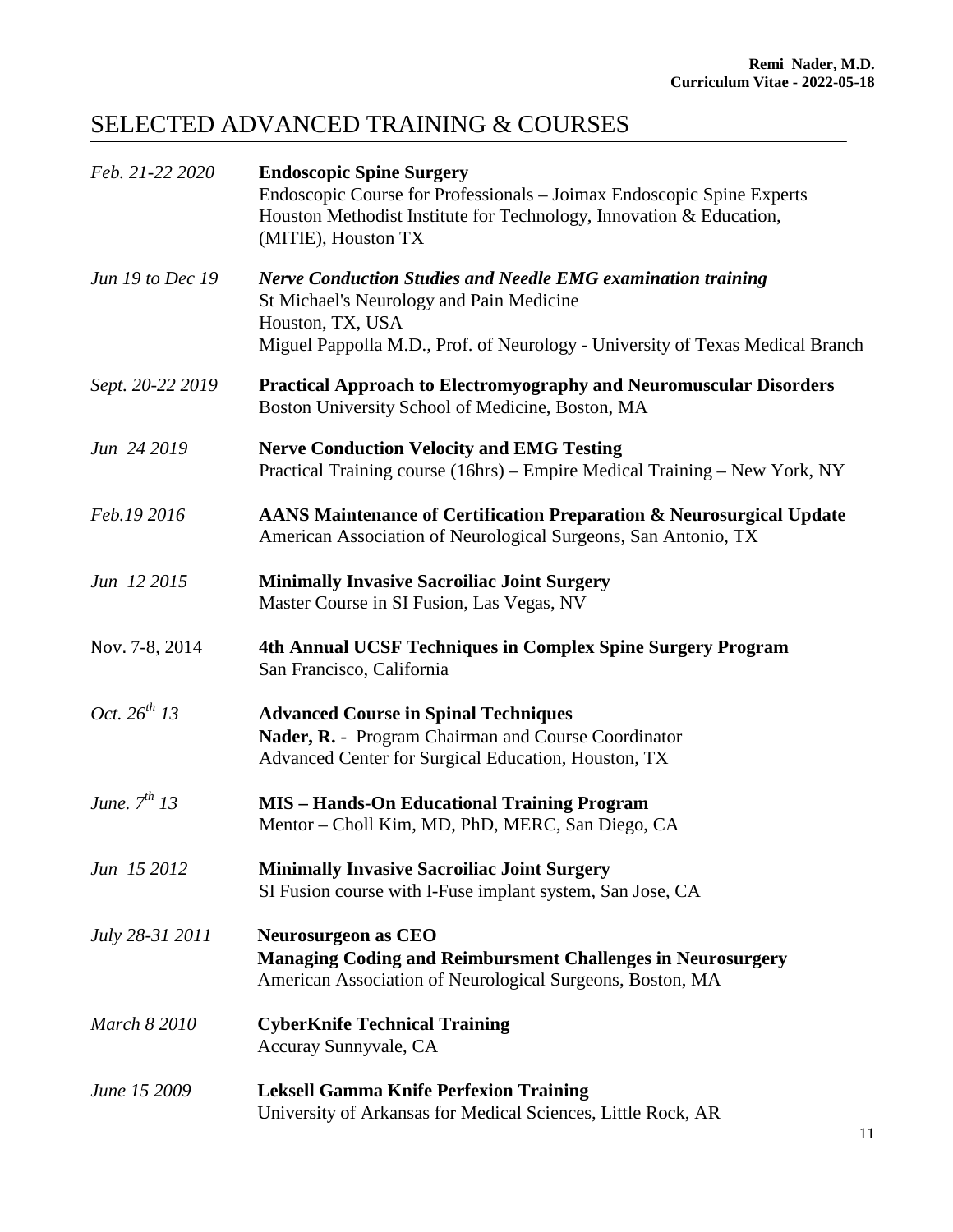# SELECTED ADVANCED TRAINING & COURSES

*Feb. 21-22 2020* — **Endoscopic Spine Surgery**
Endoscopic Course for Professionals – Joimax Endoscopic Spine Experts
Houston Methodist Institute for Technology, Innovation & Education, (MITIE), Houston TX

*Jun 19 to Dec 19* — ***Nerve Conduction Studies and Needle EMG examination training***
St Michael's Neurology and Pain Medicine
Houston, TX, USA
Miguel Pappolla M.D., Prof. of Neurology - University of Texas Medical Branch

*Sept. 20-22 2019* — **Practical Approach to Electromyography and Neuromuscular Disorders**
Boston University School of Medicine, Boston, MA

*Jun 24 2019* — **Nerve Conduction Velocity and EMG Testing**
Practical Training course (16hrs) – Empire Medical Training – New York, NY

*Feb.19 2016* — **AANS Maintenance of Certification Preparation & Neurosurgical Update**
American Association of Neurological Surgeons, San Antonio, TX

*Jun 12 2015* — **Minimally Invasive Sacroiliac Joint Surgery**
Master Course in SI Fusion, Las Vegas, NV

Nov. 7-8, 2014 — **4th Annual UCSF Techniques in Complex Spine Surgery Program**
San Francisco, California

*Oct. 26th 13* — **Advanced Course in Spinal Techniques**
**Nader, R.** - Program Chairman and Course Coordinator
Advanced Center for Surgical Education, Houston, TX

*June. 7th 13* — **MIS – Hands-On Educational Training Program**
Mentor – Choll Kim, MD, PhD, MERC, San Diego, CA

*Jun 15 2012* — **Minimally Invasive Sacroiliac Joint Surgery**
SI Fusion course with I-Fuse implant system, San Jose, CA

*July 28-31 2011* — **Neurosurgeon as CEO**
**Managing Coding and Reimbursment Challenges in Neurosurgery**
American Association of Neurological Surgeons, Boston, MA

*March 8 2010* — **CyberKnife Technical Training**
Accuray Sunnyvale, CA

*June 15 2009* — **Leksell Gamma Knife Perfexion Training**
University of Arkansas for Medical Sciences, Little Rock, AR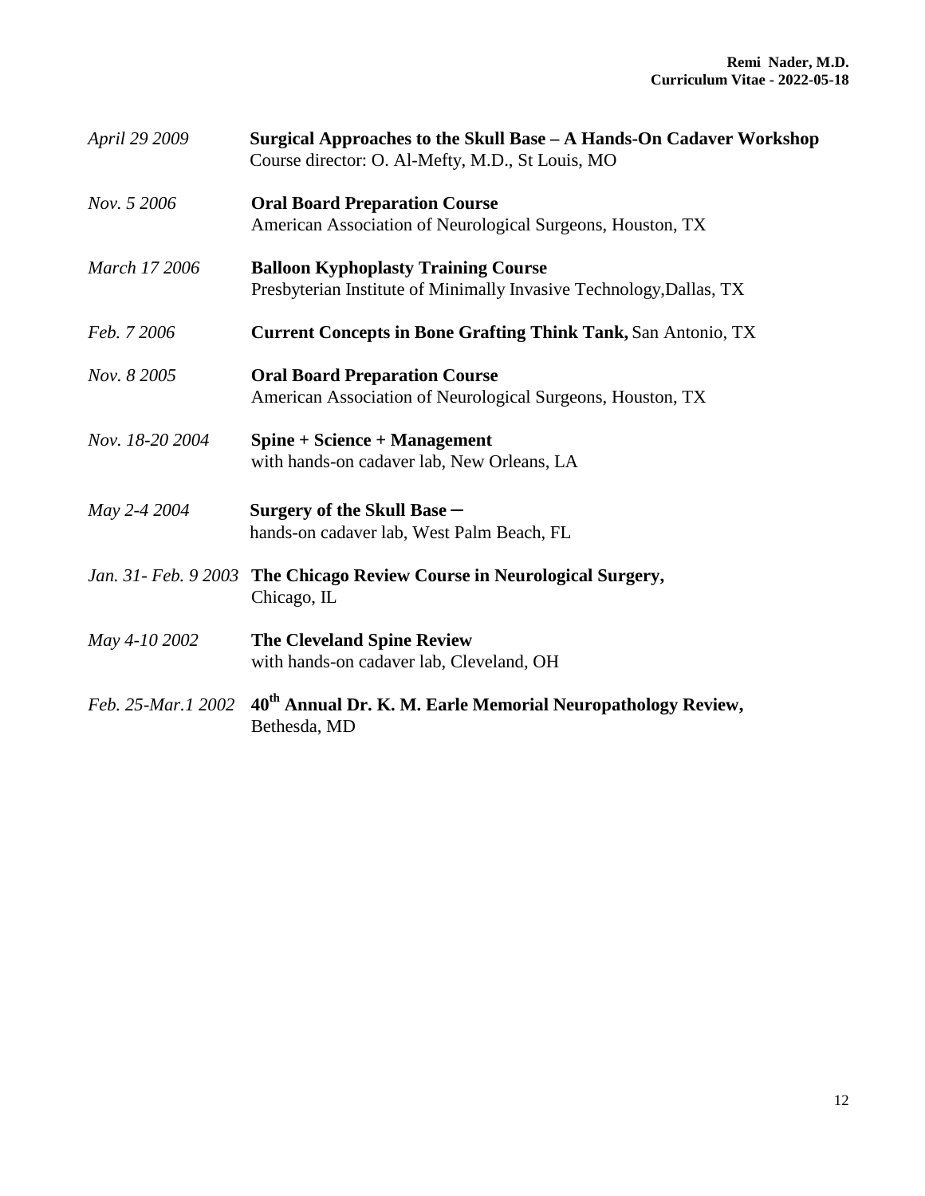*April 29 2009* **Surgical Approaches to the Skull Base – A Hands-On Cadaver Workshop**
Course director: O. Al-Mefty, M.D., St Louis, MO

*Nov. 5 2006* **Oral Board Preparation Course**
American Association of Neurological Surgeons, Houston, TX

*March 17 2006* **Balloon Kyphoplasty Training Course**
Presbyterian Institute of Minimally Invasive Technology,Dallas, TX

*Feb. 7 2006* **Current Concepts in Bone Grafting Think Tank,** San Antonio, TX

*Nov. 8 2005* **Oral Board Preparation Course**
American Association of Neurological Surgeons, Houston, TX

*Nov. 18-20 2004* **Spine + Science + Management**
with hands-on cadaver lab, New Orleans, LA

*May 2-4 2004* **Surgery of the Skull Base –**
hands-on cadaver lab, West Palm Beach, FL

*Jan. 31- Feb. 9 2003* **The Chicago Review Course in Neurological Surgery,**
Chicago, IL

*May 4-10 2002* **The Cleveland Spine Review**
with hands-on cadaver lab, Cleveland, OH

*Feb. 25-Mar.1 2002* **40th Annual Dr. K. M. Earle Memorial Neuropathology Review,**
Bethesda, MD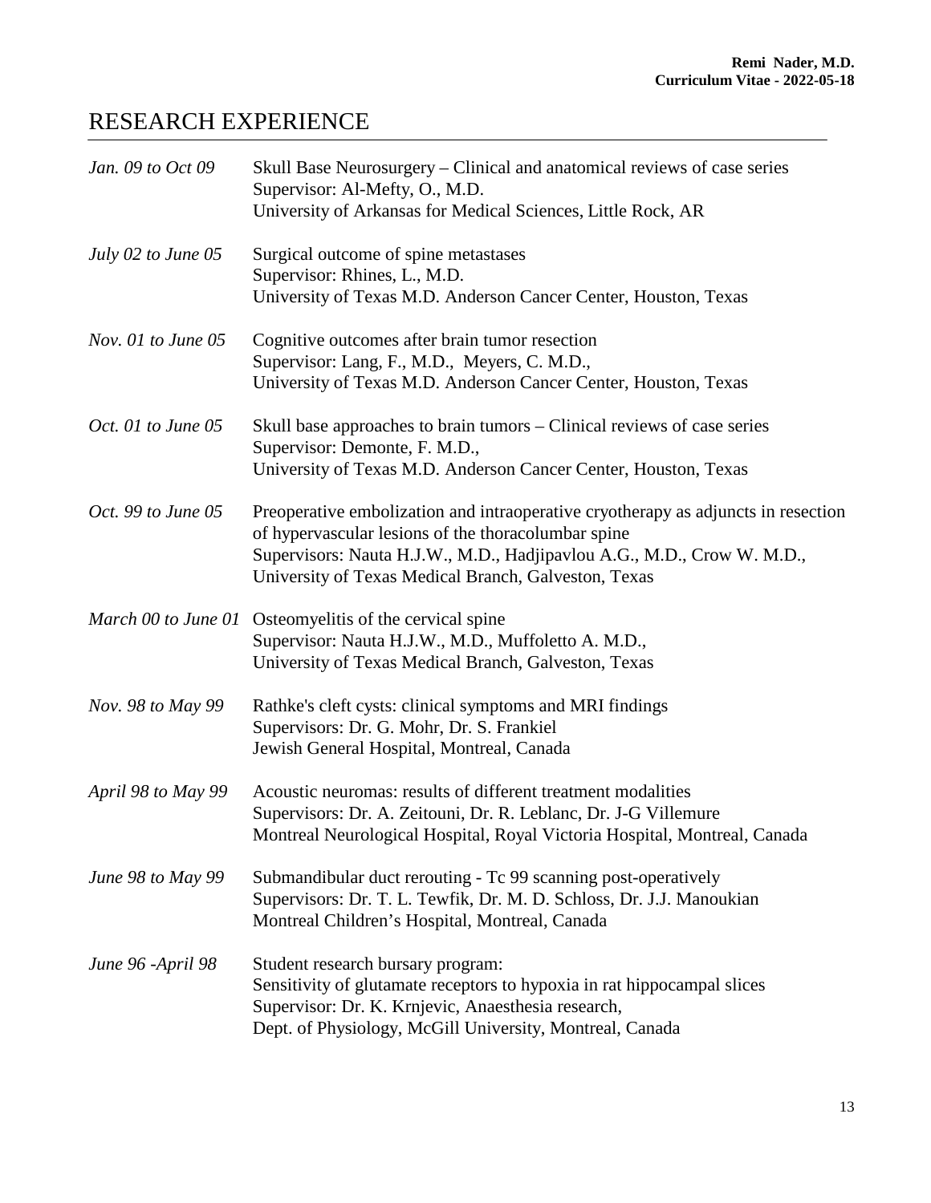# RESEARCH EXPERIENCE

| | |
|---|---|
| *Jan. 09 to Oct 09* | Skull Base Neurosurgery – Clinical and anatomical reviews of case series<br>Supervisor: Al-Mefty, O., M.D.<br>University of Arkansas for Medical Sciences, Little Rock, AR |
| *July 02 to June 05* | Surgical outcome of spine metastases<br>Supervisor: Rhines, L., M.D.<br>University of Texas M.D. Anderson Cancer Center, Houston, Texas |
| *Nov. 01 to June 05* | Cognitive outcomes after brain tumor resection<br>Supervisor: Lang, F., M.D., Meyers, C. M.D.,<br>University of Texas M.D. Anderson Cancer Center, Houston, Texas |
| *Oct. 01 to June 05* | Skull base approaches to brain tumors – Clinical reviews of case series<br>Supervisor: Demonte, F. M.D.,<br>University of Texas M.D. Anderson Cancer Center, Houston, Texas |
| *Oct. 99 to June 05* | Preoperative embolization and intraoperative cryotherapy as adjuncts in resection of hypervascular lesions of the thoracolumbar spine<br>Supervisors: Nauta H.J.W., M.D., Hadjipavlou A.G., M.D., Crow W. M.D.,<br>University of Texas Medical Branch, Galveston, Texas |
| *March 00 to June 01* | Osteomyelitis of the cervical spine<br>Supervisor: Nauta H.J.W., M.D., Muffoletto A. M.D.,<br>University of Texas Medical Branch, Galveston, Texas |
| *Nov. 98 to May 99* | Rathke's cleft cysts: clinical symptoms and MRI findings<br>Supervisors: Dr. G. Mohr, Dr. S. Frankiel<br>Jewish General Hospital, Montreal, Canada |
| *April 98 to May 99* | Acoustic neuromas: results of different treatment modalities<br>Supervisors: Dr. A. Zeitouni, Dr. R. Leblanc, Dr. J-G Villemure<br>Montreal Neurological Hospital, Royal Victoria Hospital, Montreal, Canada |
| *June 98 to May 99* | Submandibular duct rerouting - Tc 99 scanning post-operatively<br>Supervisors: Dr. T. L. Tewfik, Dr. M. D. Schloss, Dr. J.J. Manoukian<br>Montreal Children's Hospital, Montreal, Canada |
| *June 96 -April 98* | Student research bursary program:<br>Sensitivity of glutamate receptors to hypoxia in rat hippocampal slices<br>Supervisor: Dr. K. Krnjevic, Anaesthesia research,<br>Dept. of Physiology, McGill University, Montreal, Canada |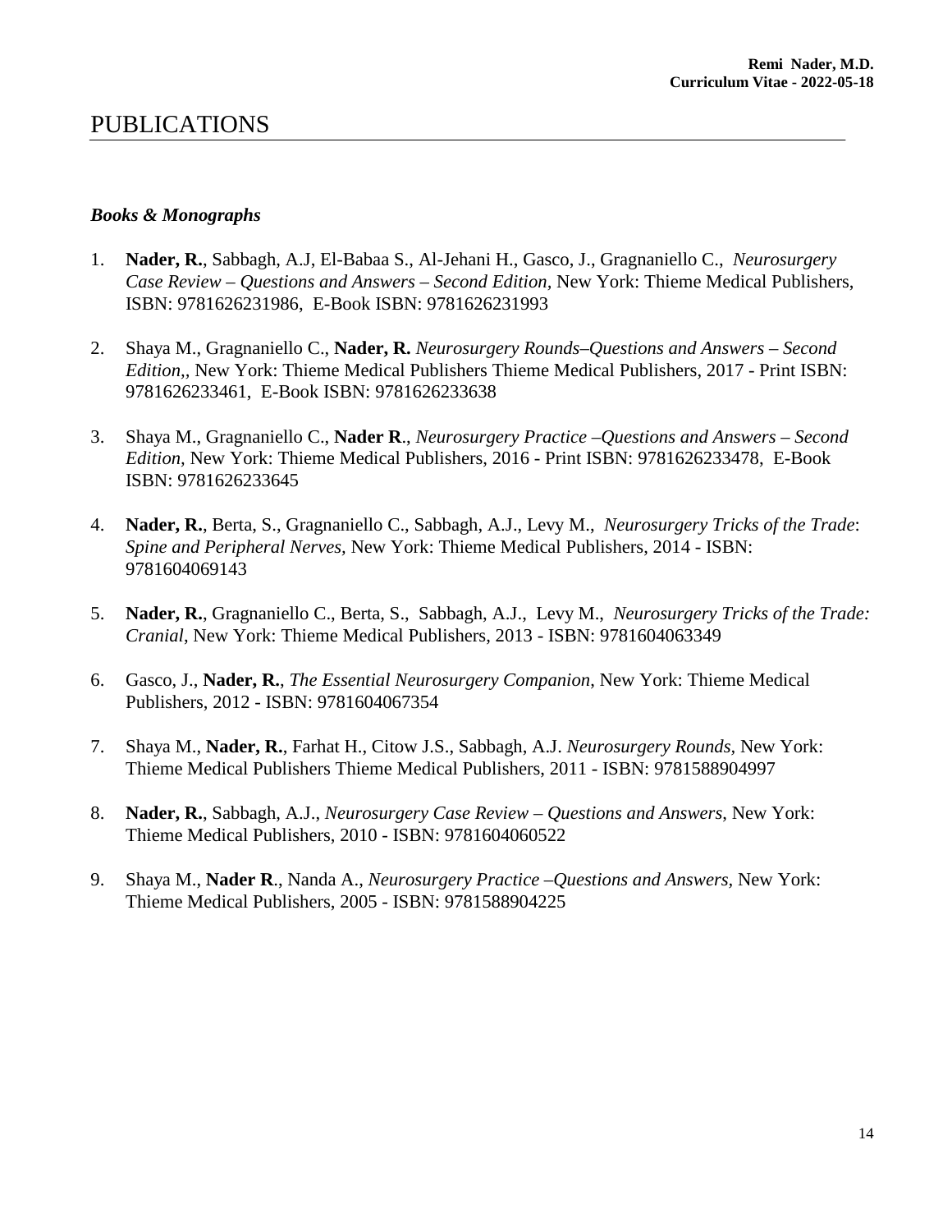# PUBLICATIONS

### *Books & Monographs*

1. **Nader, R.**, Sabbagh, A.J, El-Babaa S., Al-Jehani H., Gasco, J., Gragnaniello C., *Neurosurgery Case Review – Questions and Answers – Second Edition*, New York: Thieme Medical Publishers, ISBN: 9781626231986, E-Book ISBN: 9781626231993

2. Shaya M., Gragnaniello C., **Nader, R.** *Neurosurgery Rounds–Questions and Answers – Second Edition*,, New York: Thieme Medical Publishers Thieme Medical Publishers, 2017 - Print ISBN: 9781626233461, E-Book ISBN: 9781626233638

3. Shaya M., Gragnaniello C., **Nader R**., *Neurosurgery Practice –Questions and Answers – Second Edition,* New York: Thieme Medical Publishers, 2016 - Print ISBN: 9781626233478, E-Book ISBN: 9781626233645

4. **Nader, R.**, Berta, S., Gragnaniello C., Sabbagh, A.J., Levy M., *Neurosurgery Tricks of the Trade*: *Spine and Peripheral Nerves,* New York: Thieme Medical Publishers, 2014 - ISBN: 9781604069143

5. **Nader, R.**, Gragnaniello C., Berta, S., Sabbagh, A.J., Levy M., *Neurosurgery Tricks of the Trade: Cranial*, New York: Thieme Medical Publishers, 2013 - ISBN: 9781604063349

6. Gasco, J., **Nader, R.**, *The Essential Neurosurgery Companion*, New York: Thieme Medical Publishers, 2012 - ISBN: 9781604067354

7. Shaya M., **Nader, R.**, Farhat H., Citow J.S., Sabbagh, A.J. *Neurosurgery Rounds,* New York: Thieme Medical Publishers Thieme Medical Publishers, 2011 - ISBN: 9781588904997

8. **Nader, R.**, Sabbagh, A.J., *Neurosurgery Case Review – Questions and Answers*, New York: Thieme Medical Publishers, 2010 - ISBN: 9781604060522

9. Shaya M., **Nader R**., Nanda A., *Neurosurgery Practice –Questions and Answers,* New York: Thieme Medical Publishers, 2005 - ISBN: 9781588904225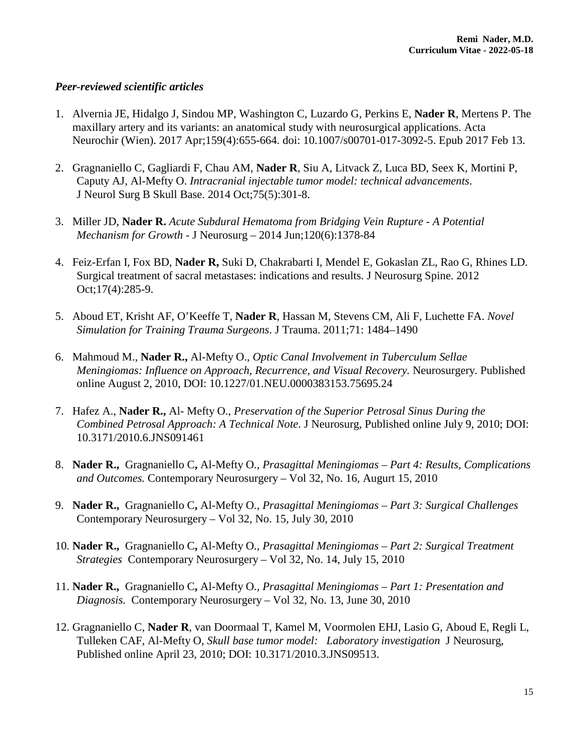### *Peer-reviewed scientific articles*

1. Alvernia JE, Hidalgo J, Sindou MP, Washington C, Luzardo G, Perkins E, **Nader R**, Mertens P. The maxillary artery and its variants: an anatomical study with neurosurgical applications. Acta Neurochir (Wien). 2017 Apr;159(4):655-664. doi: 10.1007/s00701-017-3092-5. Epub 2017 Feb 13.

2. Gragnaniello C, Gagliardi F, Chau AM, **Nader R**, Siu A, Litvack Z, Luca BD, Seex K, Mortini P, Caputy AJ, Al-Mefty O. *Intracranial injectable tumor model: technical advancements*. J Neurol Surg B Skull Base. 2014 Oct;75(5):301-8.

3. Miller JD, **Nader R.** *Acute Subdural Hematoma from Bridging Vein Rupture - A Potential Mechanism for Growth* - J Neurosurg – 2014 Jun;120(6):1378-84

4. Feiz-Erfan I, Fox BD, **Nader R,** Suki D, Chakrabarti I, Mendel E, Gokaslan ZL, Rao G, Rhines LD. Surgical treatment of sacral metastases: indications and results. J Neurosurg Spine. 2012 Oct;17(4):285-9.

5. Aboud ET, Krisht AF, O'Keeffe T, **Nader R**, Hassan M, Stevens CM, Ali F, Luchette FA. *Novel Simulation for Training Trauma Surgeons*. J Trauma. 2011;71: 1484–1490

6. Mahmoud M., **Nader R.,** Al-Mefty O., *Optic Canal Involvement in Tuberculum Sellae Meningiomas: Influence on Approach, Recurrence, and Visual Recovery.* Neurosurgery. Published online August 2, 2010, DOI: 10.1227/01.NEU.0000383153.75695.24

7. Hafez A., **Nader R.,** Al- Mefty O., *Preservation of the Superior Petrosal Sinus During the Combined Petrosal Approach: A Technical Note*. J Neurosurg, Published online July 9, 2010; DOI: 10.3171/2010.6.JNS091461

8. **Nader R.,** Gragnaniello C**,** Al-Mefty O., *Prasagittal Meningiomas – Part 4: Results, Complications and Outcomes.* Contemporary Neurosurgery – Vol 32, No. 16, Augurt 15, 2010

9. **Nader R.,** Gragnaniello C**,** Al-Mefty O., *Prasagittal Meningiomas – Part 3: Surgical Challenges* Contemporary Neurosurgery – Vol 32, No. 15, July 30, 2010

10. **Nader R.,** Gragnaniello C**,** Al-Mefty O., *Prasagittal Meningiomas – Part 2: Surgical Treatment Strategies* Contemporary Neurosurgery – Vol 32, No. 14, July 15, 2010

11. **Nader R.,** Gragnaniello C**,** Al-Mefty O., *Prasagittal Meningiomas – Part 1: Presentation and Diagnosis.* Contemporary Neurosurgery – Vol 32, No. 13, June 30, 2010

12. Gragnaniello C, **Nader R**, van Doormaal T, Kamel M, Voormolen EHJ, Lasio G, Aboud E, Regli L, Tulleken CAF, Al-Mefty O, *Skull base tumor model: Laboratory investigation* J Neurosurg, Published online April 23, 2010; DOI: 10.3171/2010.3.JNS09513.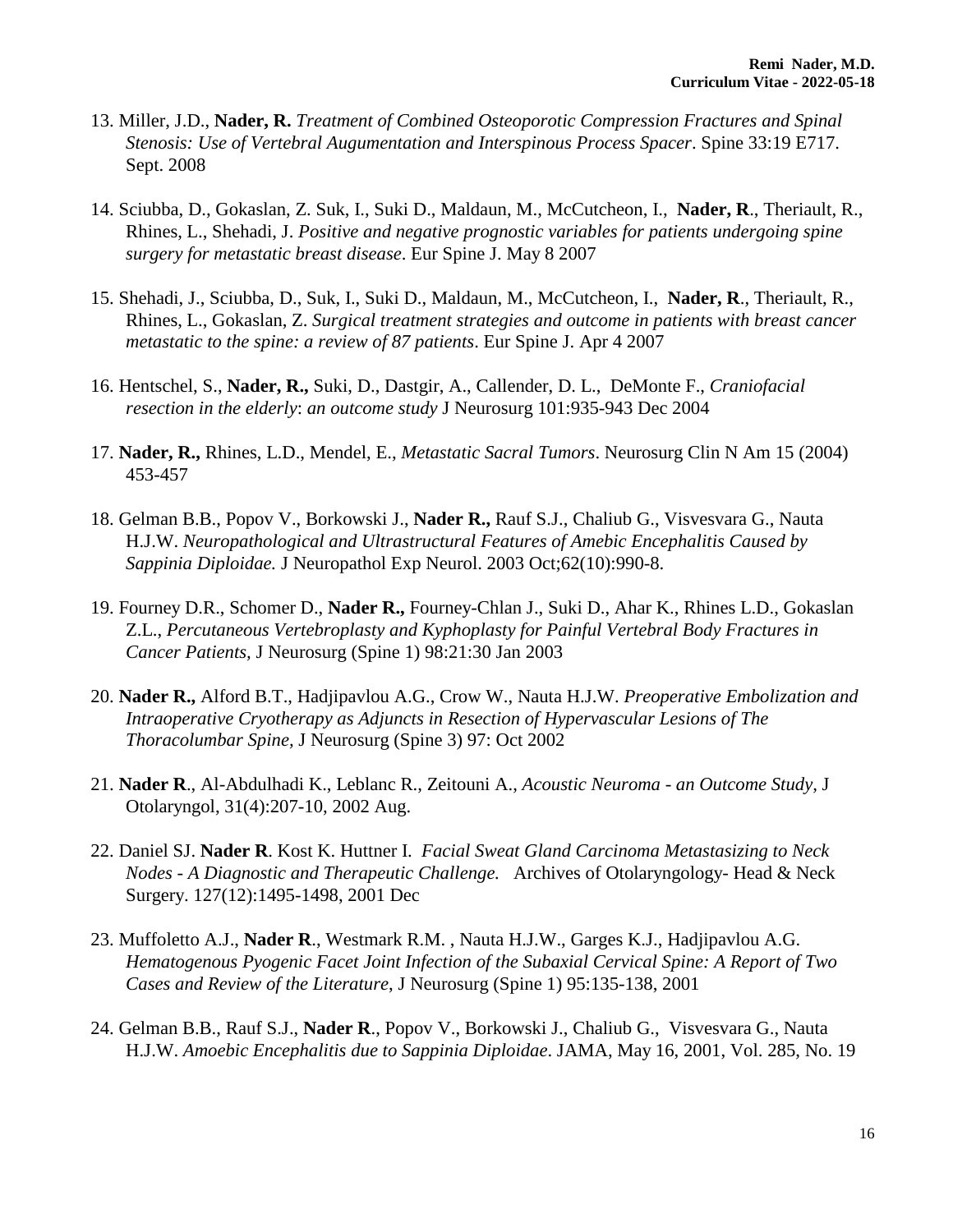13. Miller, J.D., **Nader, R.** *Treatment of Combined Osteoporotic Compression Fractures and Spinal Stenosis: Use of Vertebral Augumentation and Interspinous Process Spacer*. Spine 33:19 E717. Sept. 2008

14. Sciubba, D., Gokaslan, Z. Suk, I., Suki D., Maldaun, M., McCutcheon, I., **Nader, R**., Theriault, R., Rhines, L., Shehadi, J. *Positive and negative prognostic variables for patients undergoing spine surgery for metastatic breast disease*. Eur Spine J. May 8 2007

15. Shehadi, J., Sciubba, D., Suk, I., Suki D., Maldaun, M., McCutcheon, I., **Nader, R**., Theriault, R., Rhines, L., Gokaslan, Z. *Surgical treatment strategies and outcome in patients with breast cancer metastatic to the spine: a review of 87 patients*. Eur Spine J. Apr 4 2007

16. Hentschel, S., **Nader, R.,** Suki, D., Dastgir, A., Callender, D. L., DeMonte F., *Craniofacial resection in the elderly*: *an outcome study* J Neurosurg 101:935-943 Dec 2004

17. **Nader, R.,** Rhines, L.D., Mendel, E., *Metastatic Sacral Tumors*. Neurosurg Clin N Am 15 (2004) 453-457

18. Gelman B.B., Popov V., Borkowski J., **Nader R.,** Rauf S.J., Chaliub G., Visvesvara G., Nauta H.J.W. *Neuropathological and Ultrastructural Features of Amebic Encephalitis Caused by Sappinia Diploidae.* J Neuropathol Exp Neurol. 2003 Oct;62(10):990-8.

19. Fourney D.R., Schomer D., **Nader R.,** Fourney-Chlan J., Suki D., Ahar K., Rhines L.D., Gokaslan Z.L., *Percutaneous Vertebroplasty and Kyphoplasty for Painful Vertebral Body Fractures in Cancer Patients,* J Neurosurg (Spine 1) 98:21:30 Jan 2003

20. **Nader R.,** Alford B.T., Hadjipavlou A.G., Crow W., Nauta H.J.W. *Preoperative Embolization and Intraoperative Cryotherapy as Adjuncts in Resection of Hypervascular Lesions of The Thoracolumbar Spine,* J Neurosurg (Spine 3) 97: Oct 2002

21. **Nader R**., Al-Abdulhadi K., Leblanc R., Zeitouni A., *Acoustic Neuroma - an Outcome Study,* J Otolaryngol, 31(4):207-10, 2002 Aug.

22. Daniel SJ. **Nader R**. Kost K. Huttner I. *Facial Sweat Gland Carcinoma Metastasizing to Neck Nodes - A Diagnostic and Therapeutic Challenge.* Archives of Otolaryngology- Head & Neck Surgery. 127(12):1495-1498, 2001 Dec

23. Muffoletto A.J., **Nader R**., Westmark R.M. , Nauta H.J.W., Garges K.J., Hadjipavlou A.G. *Hematogenous Pyogenic Facet Joint Infection of the Subaxial Cervical Spine: A Report of Two Cases and Review of the Literature,* J Neurosurg (Spine 1) 95:135-138, 2001

24. Gelman B.B., Rauf S.J., **Nader R**., Popov V., Borkowski J., Chaliub G., Visvesvara G., Nauta H.J.W. *Amoebic Encephalitis due to Sappinia Diploidae*. JAMA, May 16, 2001, Vol. 285, No. 19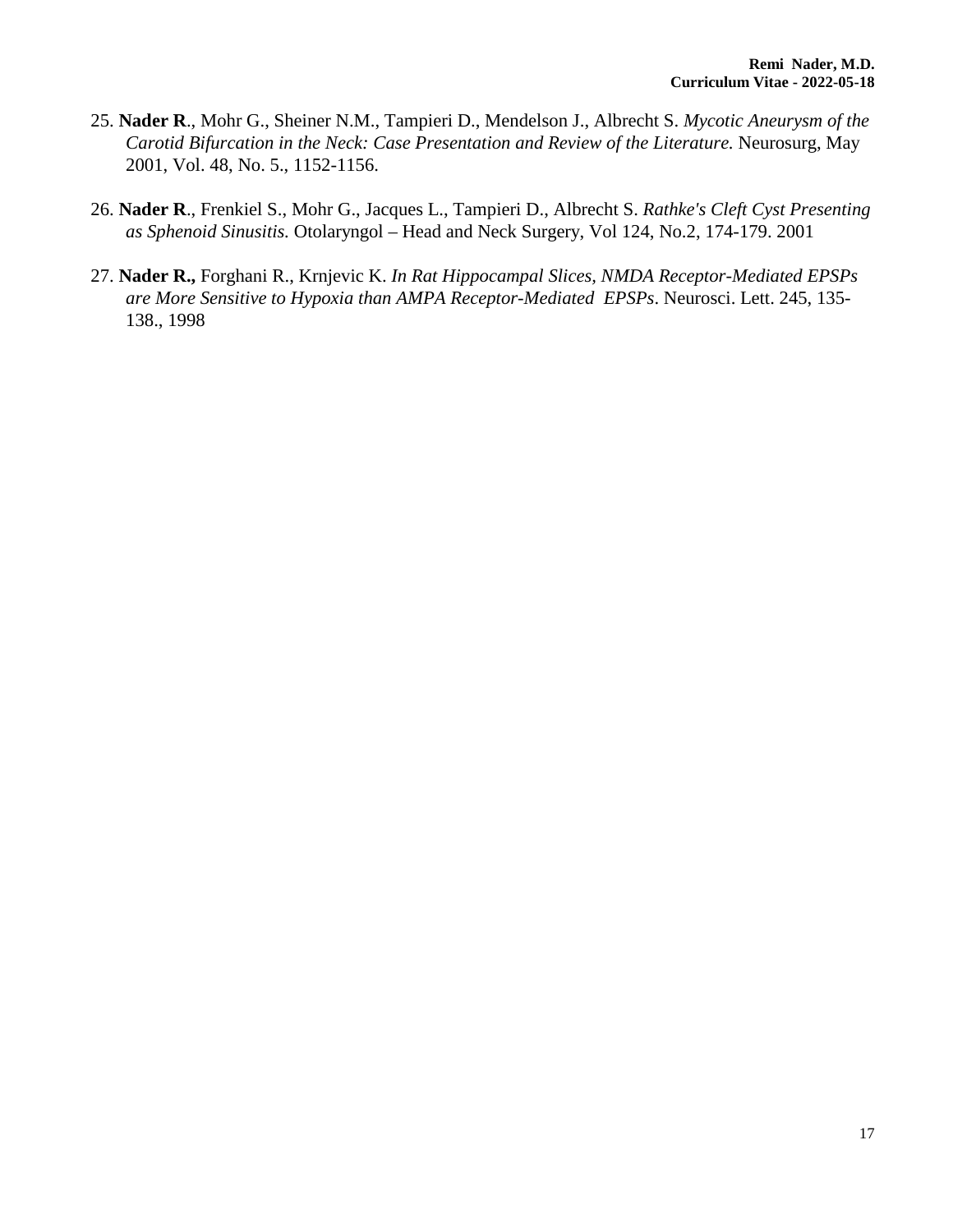25. **Nader R**., Mohr G., Sheiner N.M., Tampieri D., Mendelson J., Albrecht S. *Mycotic Aneurysm of the Carotid Bifurcation in the Neck: Case Presentation and Review of the Literature.* Neurosurg, May 2001, Vol. 48, No. 5., 1152-1156.

26. **Nader R**., Frenkiel S., Mohr G., Jacques L., Tampieri D., Albrecht S. *Rathke's Cleft Cyst Presenting as Sphenoid Sinusitis.* Otolaryngol – Head and Neck Surgery, Vol 124, No.2, 174-179. 2001

27. **Nader R.,** Forghani R., Krnjevic K. *In Rat Hippocampal Slices, NMDA Receptor-Mediated EPSPs are More Sensitive to Hypoxia than AMPA Receptor-Mediated EPSPs*. Neurosci. Lett. 245, 135-138., 1998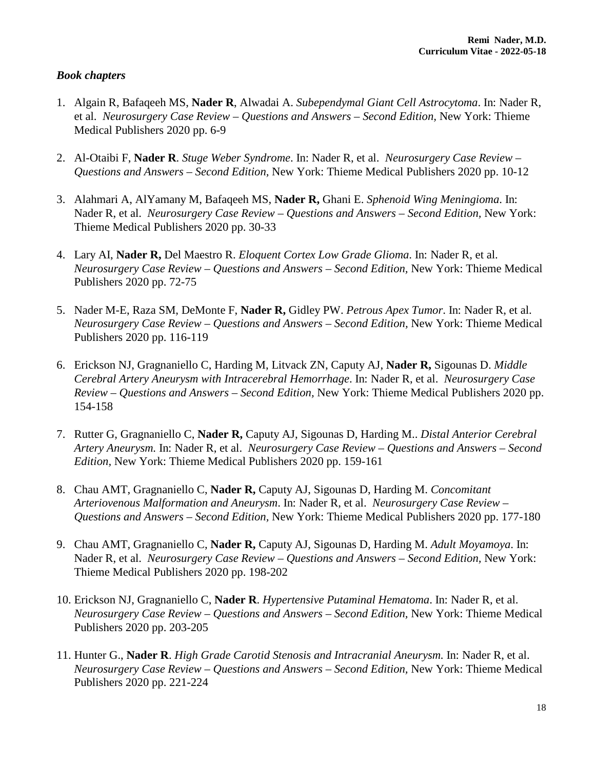### *Book chapters*

1. Algain R, Bafaqeeh MS, **Nader R**, Alwadai A. *Subependymal Giant Cell Astrocytoma*. In: Nader R, et al. *Neurosurgery Case Review – Questions and Answers – Second Edition,* New York: Thieme Medical Publishers 2020 pp. 6-9

2. Al-Otaibi F, **Nader R**. *Stuge Weber Syndrome*. In: Nader R, et al. *Neurosurgery Case Review – Questions and Answers – Second Edition,* New York: Thieme Medical Publishers 2020 pp. 10-12

3. Alahmari A, AlYamany M, Bafaqeeh MS, **Nader R,** Ghani E. *Sphenoid Wing Meningioma*. In: Nader R, et al. *Neurosurgery Case Review – Questions and Answers – Second Edition,* New York: Thieme Medical Publishers 2020 pp. 30-33

4. Lary AI, **Nader R,** Del Maestro R. *Eloquent Cortex Low Grade Glioma*. In: Nader R, et al. *Neurosurgery Case Review – Questions and Answers – Second Edition,* New York: Thieme Medical Publishers 2020 pp. 72-75

5. Nader M-E, Raza SM, DeMonte F, **Nader R,** Gidley PW. *Petrous Apex Tumor*. In: Nader R, et al. *Neurosurgery Case Review – Questions and Answers – Second Edition,* New York: Thieme Medical Publishers 2020 pp. 116-119

6. Erickson NJ, Gragnaniello C, Harding M, Litvack ZN, Caputy AJ, **Nader R,** Sigounas D. *Middle Cerebral Artery Aneurysm with Intracerebral Hemorrhage*. In: Nader R, et al. *Neurosurgery Case Review – Questions and Answers – Second Edition,* New York: Thieme Medical Publishers 2020 pp. 154-158

7. Rutter G, Gragnaniello C, **Nader R,** Caputy AJ, Sigounas D, Harding M.. *Distal Anterior Cerebral Artery Aneurysm.* In: Nader R, et al. *Neurosurgery Case Review – Questions and Answers – Second Edition,* New York: Thieme Medical Publishers 2020 pp. 159-161

8. Chau AMT, Gragnaniello C, **Nader R,** Caputy AJ, Sigounas D, Harding M. *Concomitant Arteriovenous Malformation and Aneurysm*. In: Nader R, et al. *Neurosurgery Case Review – Questions and Answers – Second Edition,* New York: Thieme Medical Publishers 2020 pp. 177-180

9. Chau AMT, Gragnaniello C, **Nader R,** Caputy AJ, Sigounas D, Harding M. *Adult Moyamoya*. In: Nader R, et al. *Neurosurgery Case Review – Questions and Answers – Second Edition,* New York: Thieme Medical Publishers 2020 pp. 198-202

10. Erickson NJ, Gragnaniello C, **Nader R**. *Hypertensive Putaminal Hematoma*. In: Nader R, et al. *Neurosurgery Case Review – Questions and Answers – Second Edition,* New York: Thieme Medical Publishers 2020 pp. 203-205

11. Hunter G., **Nader R**. *High Grade Carotid Stenosis and Intracranial Aneurysm.* In: Nader R, et al. *Neurosurgery Case Review – Questions and Answers – Second Edition,* New York: Thieme Medical Publishers 2020 pp. 221-224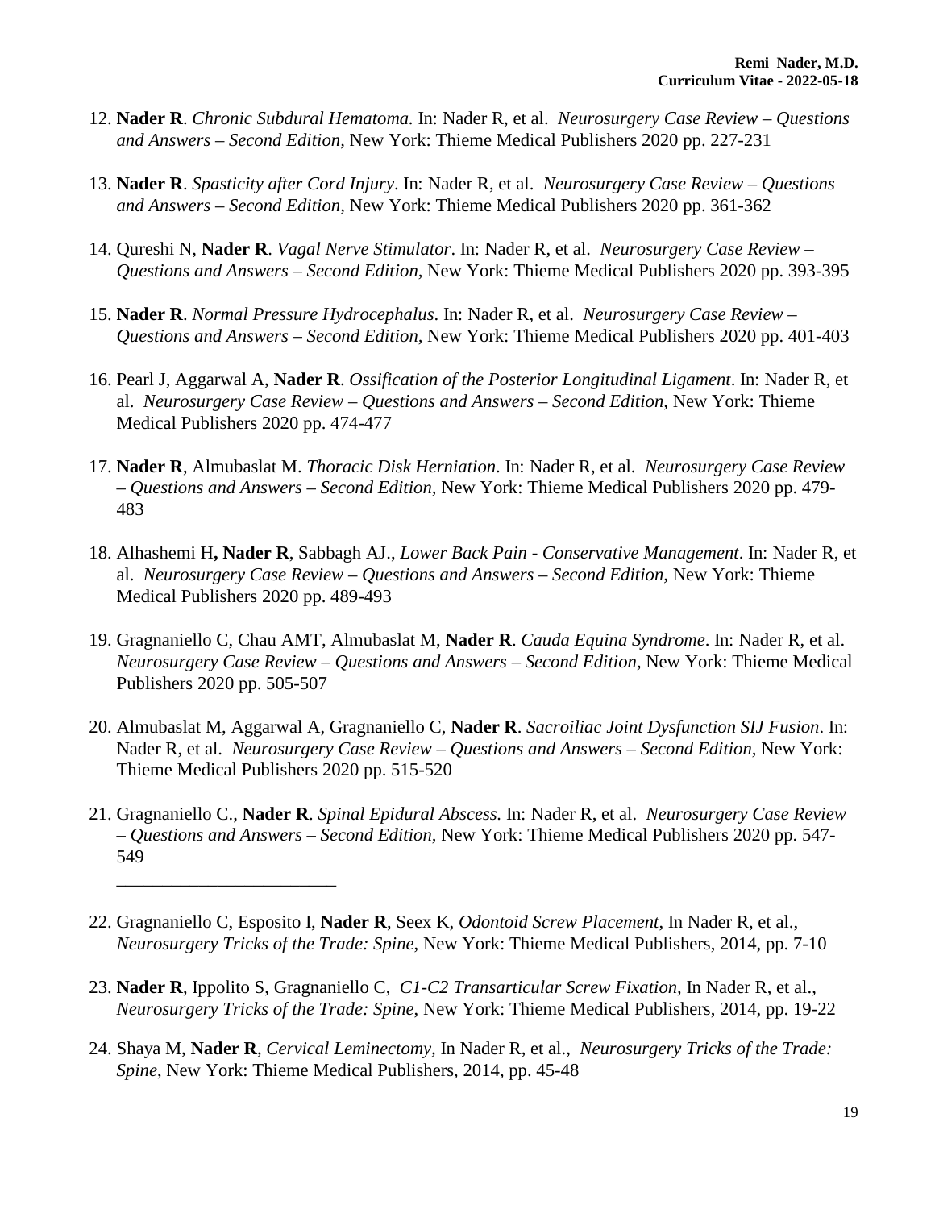12. **Nader R**. *Chronic Subdural Hematoma.* In: Nader R, et al. *Neurosurgery Case Review – Questions and Answers – Second Edition,* New York: Thieme Medical Publishers 2020 pp. 227-231

13. **Nader R**. *Spasticity after Cord Injury*. In: Nader R, et al. *Neurosurgery Case Review – Questions and Answers – Second Edition,* New York: Thieme Medical Publishers 2020 pp. 361-362

14. Qureshi N, **Nader R**. *Vagal Nerve Stimulator*. In: Nader R, et al. *Neurosurgery Case Review – Questions and Answers – Second Edition,* New York: Thieme Medical Publishers 2020 pp. 393-395

15. **Nader R**. *Normal Pressure Hydrocephalus*. In: Nader R, et al. *Neurosurgery Case Review – Questions and Answers – Second Edition,* New York: Thieme Medical Publishers 2020 pp. 401-403

16. Pearl J, Aggarwal A, **Nader R**. *Ossification of the Posterior Longitudinal Ligament*. In: Nader R, et al. *Neurosurgery Case Review – Questions and Answers – Second Edition,* New York: Thieme Medical Publishers 2020 pp. 474-477

17. **Nader R**, Almubaslat M. *Thoracic Disk Herniation*. In: Nader R, et al. *Neurosurgery Case Review – Questions and Answers – Second Edition,* New York: Thieme Medical Publishers 2020 pp. 479-483

18. Alhashemi H**, Nader R**, Sabbagh AJ., *Lower Back Pain - Conservative Management*. In: Nader R, et al. *Neurosurgery Case Review – Questions and Answers – Second Edition,* New York: Thieme Medical Publishers 2020 pp. 489-493

19. Gragnaniello C, Chau AMT, Almubaslat M, **Nader R**. *Cauda Equina Syndrome*. In: Nader R, et al. *Neurosurgery Case Review – Questions and Answers – Second Edition,* New York: Thieme Medical Publishers 2020 pp. 505-507

20. Almubaslat M, Aggarwal A, Gragnaniello C, **Nader R**. *Sacroiliac Joint Dysfunction SIJ Fusion*. In: Nader R, et al. *Neurosurgery Case Review – Questions and Answers – Second Edition,* New York: Thieme Medical Publishers 2020 pp. 515-520

21. Gragnaniello C., **Nader R**. *Spinal Epidural Abscess.* In: Nader R, et al. *Neurosurgery Case Review – Questions and Answers – Second Edition,* New York: Thieme Medical Publishers 2020 pp. 547-549

---

22. Gragnaniello C, Esposito I, **Nader R**, Seex K, *Odontoid Screw Placement*, In Nader R, et al., *Neurosurgery Tricks of the Trade: Spine*, New York: Thieme Medical Publishers, 2014, pp. 7-10

23. **Nader R**, Ippolito S, Gragnaniello C, *C1-C2 Transarticular Screw Fixation*, In Nader R, et al., *Neurosurgery Tricks of the Trade: Spine*, New York: Thieme Medical Publishers, 2014, pp. 19-22

24. Shaya M, **Nader R**, *Cervical Leminectomy,* In Nader R, et al., *Neurosurgery Tricks of the Trade: Spine*, New York: Thieme Medical Publishers, 2014, pp. 45-48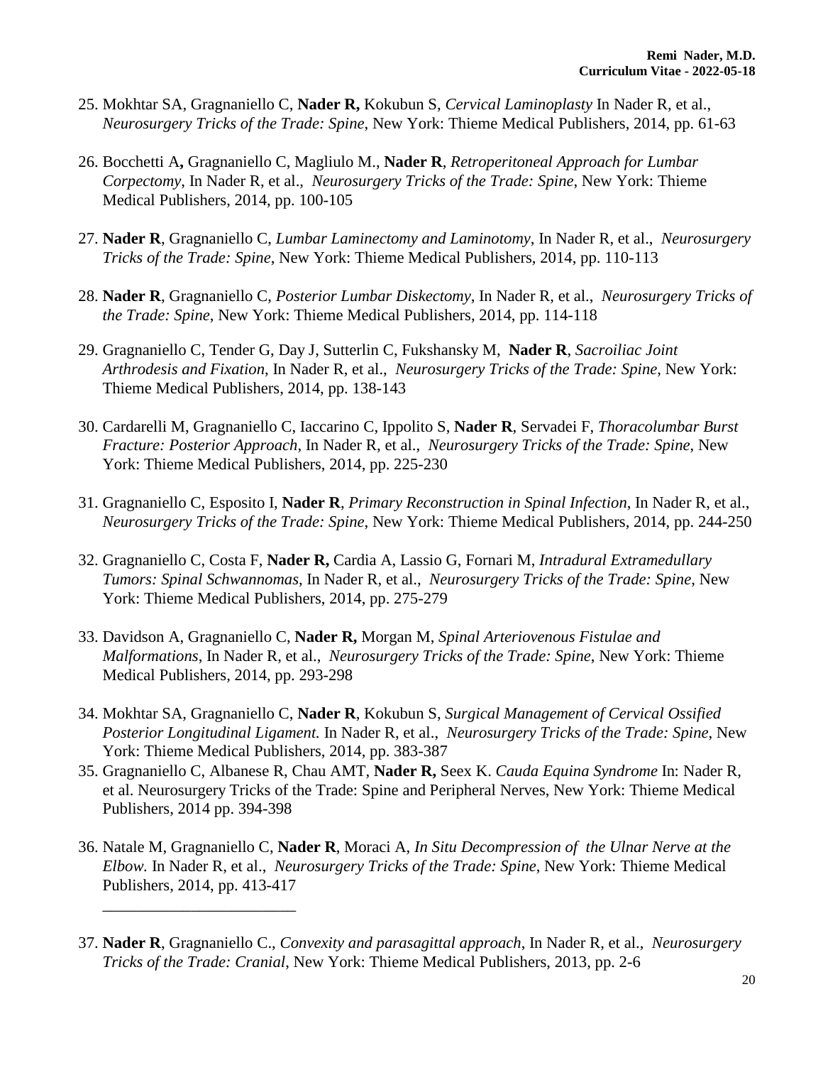25. Mokhtar SA, Gragnaniello C, **Nader R,** Kokubun S, *Cervical Laminoplasty* In Nader R, et al., *Neurosurgery Tricks of the Trade: Spine*, New York: Thieme Medical Publishers, 2014, pp. 61-63

26. Bocchetti A**,** Gragnaniello C, Magliulo M., **Nader R**, *Retroperitoneal Approach for Lumbar Corpectomy*, In Nader R, et al., *Neurosurgery Tricks of the Trade: Spine*, New York: Thieme Medical Publishers, 2014, pp. 100-105

27. **Nader R**, Gragnaniello C, *Lumbar Laminectomy and Laminotomy*, In Nader R, et al., *Neurosurgery Tricks of the Trade: Spine*, New York: Thieme Medical Publishers, 2014, pp. 110-113

28. **Nader R**, Gragnaniello C, *Posterior Lumbar Diskectomy*, In Nader R, et al., *Neurosurgery Tricks of the Trade: Spine*, New York: Thieme Medical Publishers, 2014, pp. 114-118

29. Gragnaniello C, Tender G, Day J, Sutterlin C, Fukshansky M, **Nader R**, *Sacroiliac Joint Arthrodesis and Fixation*, In Nader R, et al., *Neurosurgery Tricks of the Trade: Spine*, New York: Thieme Medical Publishers, 2014, pp. 138-143

30. Cardarelli M, Gragnaniello C, Iaccarino C, Ippolito S, **Nader R**, Servadei F, *Thoracolumbar Burst Fracture: Posterior Approach*, In Nader R, et al., *Neurosurgery Tricks of the Trade: Spine*, New York: Thieme Medical Publishers, 2014, pp. 225-230

31. Gragnaniello C, Esposito I, **Nader R**, *Primary Reconstruction in Spinal Infection*, In Nader R, et al., *Neurosurgery Tricks of the Trade: Spine*, New York: Thieme Medical Publishers, 2014, pp. 244-250

32. Gragnaniello C, Costa F, **Nader R,** Cardia A, Lassio G, Fornari M, *Intradural Extramedullary Tumors: Spinal Schwannomas*, In Nader R, et al., *Neurosurgery Tricks of the Trade: Spine*, New York: Thieme Medical Publishers, 2014, pp. 275-279

33. Davidson A, Gragnaniello C, **Nader R,** Morgan M, *Spinal Arteriovenous Fistulae and Malformations*, In Nader R, et al., *Neurosurgery Tricks of the Trade: Spine*, New York: Thieme Medical Publishers, 2014, pp. 293-298

34. Mokhtar SA, Gragnaniello C, **Nader R**, Kokubun S, *Surgical Management of Cervical Ossified Posterior Longitudinal Ligament.* In Nader R, et al., *Neurosurgery Tricks of the Trade: Spine*, New York: Thieme Medical Publishers, 2014, pp. 383-387

35. Gragnaniello C, Albanese R, Chau AMT, **Nader R,** Seex K. *Cauda Equina Syndrome* In: Nader R, et al. Neurosurgery Tricks of the Trade: Spine and Peripheral Nerves, New York: Thieme Medical Publishers, 2014 pp. 394-398

36. Natale M, Gragnaniello C, **Nader R**, Moraci A, *In Situ Decompression of the Ulnar Nerve at the Elbow.* In Nader R, et al., *Neurosurgery Tricks of the Trade: Spine*, New York: Thieme Medical Publishers, 2014, pp. 413-417

---

37. **Nader R**, Gragnaniello C., *Convexity and parasagittal approach*, In Nader R, et al., *Neurosurgery Tricks of the Trade: Cranial*, New York: Thieme Medical Publishers, 2013, pp. 2-6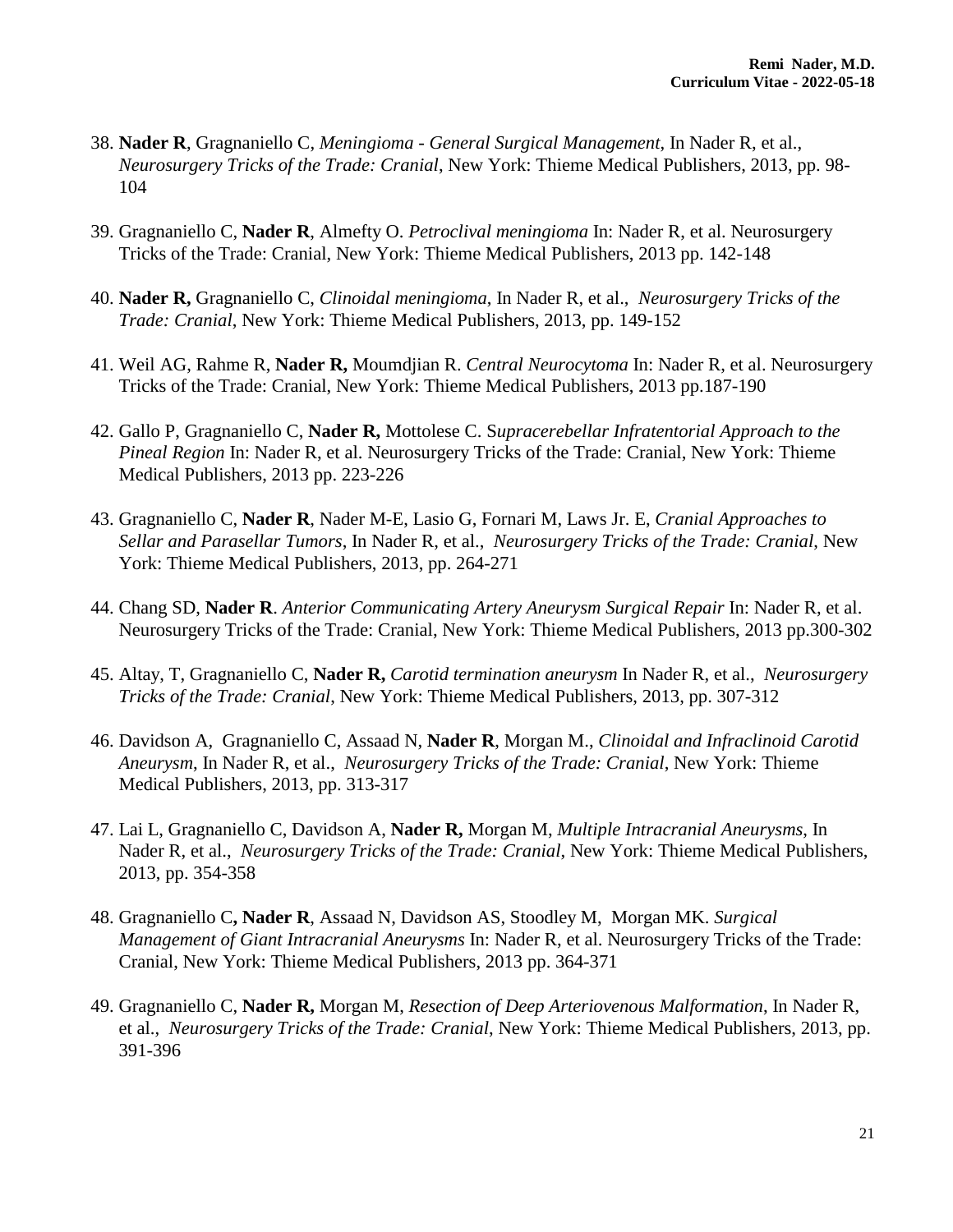38. **Nader R**, Gragnaniello C, *Meningioma - General Surgical Management*, In Nader R, et al., *Neurosurgery Tricks of the Trade: Cranial*, New York: Thieme Medical Publishers, 2013, pp. 98-104

39. Gragnaniello C, **Nader R**, Almefty O. *Petroclival meningioma* In: Nader R, et al. Neurosurgery Tricks of the Trade: Cranial, New York: Thieme Medical Publishers, 2013 pp. 142-148

40. **Nader R,** Gragnaniello C, *Clinoidal meningioma*, In Nader R, et al., *Neurosurgery Tricks of the Trade: Cranial*, New York: Thieme Medical Publishers, 2013, pp. 149-152

41. Weil AG, Rahme R, **Nader R,** Moumdjian R. *Central Neurocytoma* In: Nader R, et al. Neurosurgery Tricks of the Trade: Cranial, New York: Thieme Medical Publishers, 2013 pp.187-190

42. Gallo P, Gragnaniello C, **Nader R,** Mottolese C. S*upracerebellar Infratentorial Approach to the Pineal Region* In: Nader R, et al. Neurosurgery Tricks of the Trade: Cranial, New York: Thieme Medical Publishers, 2013 pp. 223-226

43. Gragnaniello C, **Nader R**, Nader M-E, Lasio G, Fornari M, Laws Jr. E, *Cranial Approaches to Sellar and Parasellar Tumors*, In Nader R, et al., *Neurosurgery Tricks of the Trade: Cranial*, New York: Thieme Medical Publishers, 2013, pp. 264-271

44. Chang SD, **Nader R**. *Anterior Communicating Artery Aneurysm Surgical Repair* In: Nader R, et al. Neurosurgery Tricks of the Trade: Cranial, New York: Thieme Medical Publishers, 2013 pp.300-302

45. Altay, T, Gragnaniello C, **Nader R,** *Carotid termination aneurysm* In Nader R, et al., *Neurosurgery Tricks of the Trade: Cranial*, New York: Thieme Medical Publishers, 2013, pp. 307-312

46. Davidson A, Gragnaniello C, Assaad N, **Nader R**, Morgan M., *Clinoidal and Infraclinoid Carotid Aneurysm*, In Nader R, et al., *Neurosurgery Tricks of the Trade: Cranial*, New York: Thieme Medical Publishers, 2013, pp. 313-317

47. Lai L, Gragnaniello C, Davidson A, **Nader R,** Morgan M, *Multiple Intracranial Aneurysms*, In Nader R, et al., *Neurosurgery Tricks of the Trade: Cranial*, New York: Thieme Medical Publishers, 2013, pp. 354-358

48. Gragnaniello C**, Nader R**, Assaad N, Davidson AS, Stoodley M, Morgan MK. *Surgical Management of Giant Intracranial Aneurysms* In: Nader R, et al. Neurosurgery Tricks of the Trade: Cranial, New York: Thieme Medical Publishers, 2013 pp. 364-371

49. Gragnaniello C, **Nader R,** Morgan M, *Resection of Deep Arteriovenous Malformation*, In Nader R, et al., *Neurosurgery Tricks of the Trade: Cranial*, New York: Thieme Medical Publishers, 2013, pp. 391-396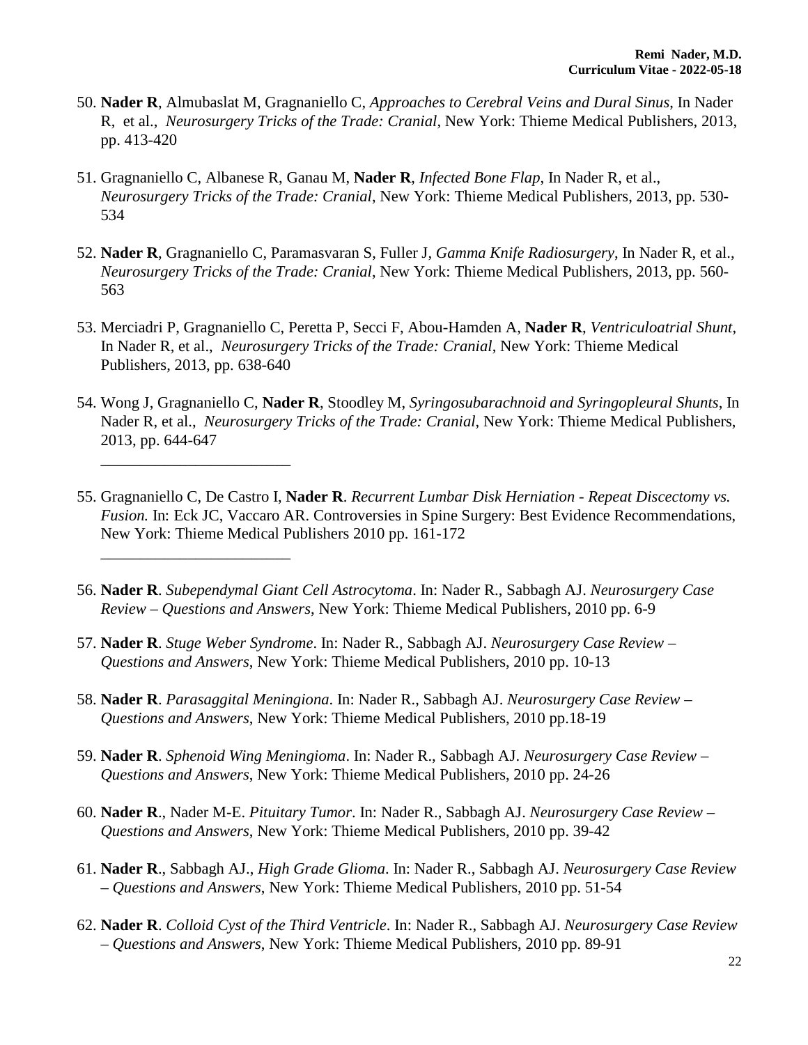50. **Nader R**, Almubaslat M, Gragnaniello C, *Approaches to Cerebral Veins and Dural Sinus*, In Nader R, et al., *Neurosurgery Tricks of the Trade: Cranial*, New York: Thieme Medical Publishers, 2013, pp. 413-420

51. Gragnaniello C, Albanese R, Ganau M, **Nader R**, *Infected Bone Flap*, In Nader R, et al., *Neurosurgery Tricks of the Trade: Cranial*, New York: Thieme Medical Publishers, 2013, pp. 530-534

52. **Nader R**, Gragnaniello C, Paramasvaran S, Fuller J, *Gamma Knife Radiosurgery*, In Nader R, et al., *Neurosurgery Tricks of the Trade: Cranial*, New York: Thieme Medical Publishers, 2013, pp. 560-563

53. Merciadri P, Gragnaniello C, Peretta P, Secci F, Abou-Hamden A, **Nader R**, *Ventriculoatrial Shunt*, In Nader R, et al., *Neurosurgery Tricks of the Trade: Cranial*, New York: Thieme Medical Publishers, 2013, pp. 638-640

54. Wong J, Gragnaniello C, **Nader R**, Stoodley M, *Syringosubarachnoid and Syringopleural Shunts*, In Nader R, et al., *Neurosurgery Tricks of the Trade: Cranial*, New York: Thieme Medical Publishers, 2013, pp. 644-647

---

55. Gragnaniello C, De Castro I, **Nader R**. *Recurrent Lumbar Disk Herniation - Repeat Discectomy vs. Fusion.* In: Eck JC, Vaccaro AR. Controversies in Spine Surgery: Best Evidence Recommendations, New York: Thieme Medical Publishers 2010 pp. 161-172

---

56. **Nader R**. *Subependymal Giant Cell Astrocytoma*. In: Nader R., Sabbagh AJ. *Neurosurgery Case Review – Questions and Answers*, New York: Thieme Medical Publishers, 2010 pp. 6-9

57. **Nader R**. *Stuge Weber Syndrome*. In: Nader R., Sabbagh AJ. *Neurosurgery Case Review – Questions and Answers*, New York: Thieme Medical Publishers, 2010 pp. 10-13

58. **Nader R**. *Parasaggital Meningiona*. In: Nader R., Sabbagh AJ. *Neurosurgery Case Review – Questions and Answers*, New York: Thieme Medical Publishers, 2010 pp.18-19

59. **Nader R**. *Sphenoid Wing Meningioma*. In: Nader R., Sabbagh AJ. *Neurosurgery Case Review – Questions and Answers*, New York: Thieme Medical Publishers, 2010 pp. 24-26

60. **Nader R**., Nader M-E. *Pituitary Tumor*. In: Nader R., Sabbagh AJ. *Neurosurgery Case Review – Questions and Answers*, New York: Thieme Medical Publishers, 2010 pp. 39-42

61. **Nader R**., Sabbagh AJ., *High Grade Glioma*. In: Nader R., Sabbagh AJ. *Neurosurgery Case Review – Questions and Answers*, New York: Thieme Medical Publishers, 2010 pp. 51-54

62. **Nader R**. *Colloid Cyst of the Third Ventricle*. In: Nader R., Sabbagh AJ. *Neurosurgery Case Review – Questions and Answers*, New York: Thieme Medical Publishers, 2010 pp. 89-91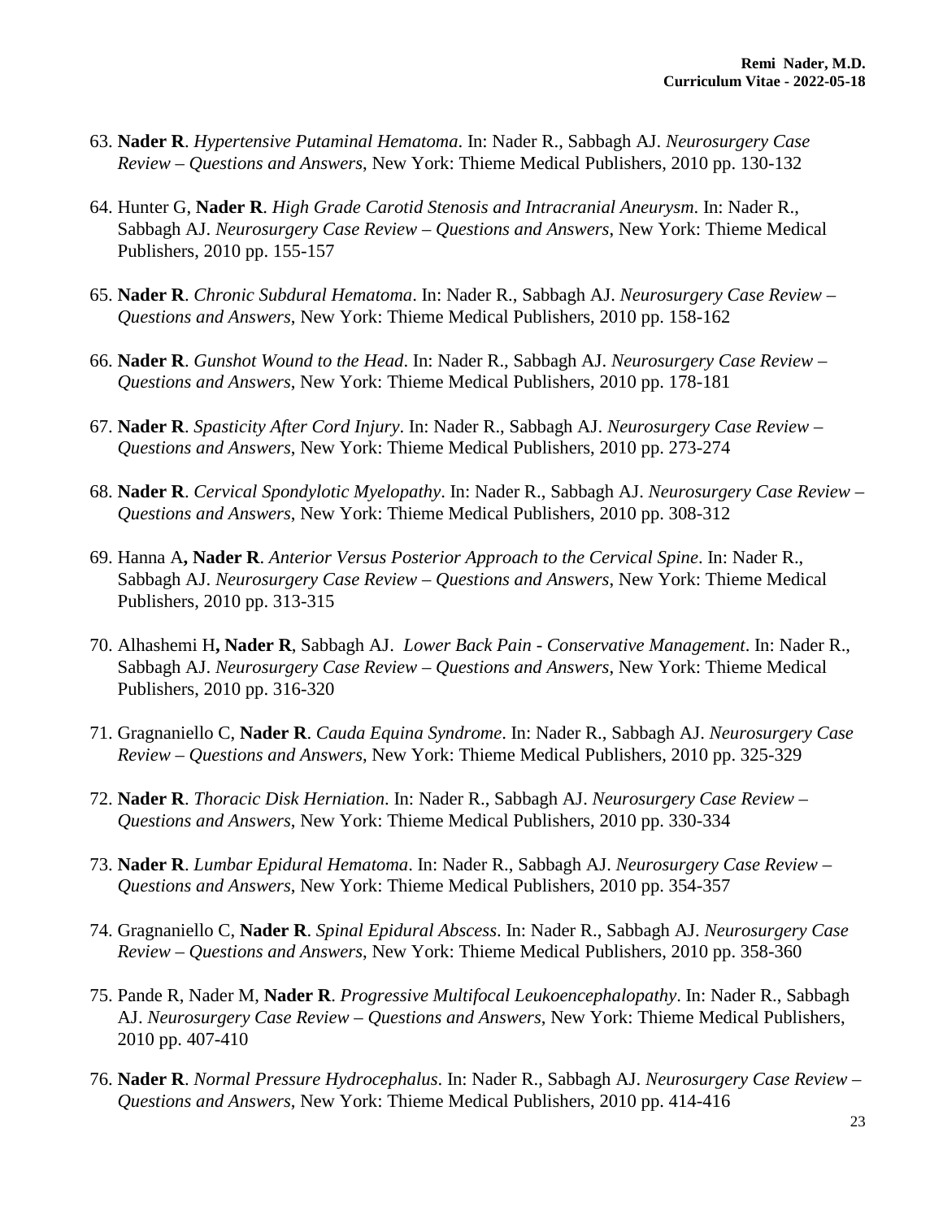63. **Nader R**. *Hypertensive Putaminal Hematoma*. In: Nader R., Sabbagh AJ. *Neurosurgery Case Review – Questions and Answers*, New York: Thieme Medical Publishers, 2010 pp. 130-132

64. Hunter G, **Nader R**. *High Grade Carotid Stenosis and Intracranial Aneurysm*. In: Nader R., Sabbagh AJ. *Neurosurgery Case Review – Questions and Answers*, New York: Thieme Medical Publishers, 2010 pp. 155-157

65. **Nader R**. *Chronic Subdural Hematoma*. In: Nader R., Sabbagh AJ. *Neurosurgery Case Review – Questions and Answers*, New York: Thieme Medical Publishers, 2010 pp. 158-162

66. **Nader R**. *Gunshot Wound to the Head*. In: Nader R., Sabbagh AJ. *Neurosurgery Case Review – Questions and Answers*, New York: Thieme Medical Publishers, 2010 pp. 178-181

67. **Nader R**. *Spasticity After Cord Injury*. In: Nader R., Sabbagh AJ. *Neurosurgery Case Review – Questions and Answers*, New York: Thieme Medical Publishers, 2010 pp. 273-274

68. **Nader R**. *Cervical Spondylotic Myelopathy*. In: Nader R., Sabbagh AJ. *Neurosurgery Case Review – Questions and Answers*, New York: Thieme Medical Publishers, 2010 pp. 308-312

69. Hanna A**, Nader R**. *Anterior Versus Posterior Approach to the Cervical Spine*. In: Nader R., Sabbagh AJ. *Neurosurgery Case Review – Questions and Answers*, New York: Thieme Medical Publishers, 2010 pp. 313-315

70. Alhashemi H**, Nader R**, Sabbagh AJ. *Lower Back Pain - Conservative Management*. In: Nader R., Sabbagh AJ. *Neurosurgery Case Review – Questions and Answers*, New York: Thieme Medical Publishers, 2010 pp. 316-320

71. Gragnaniello C, **Nader R**. *Cauda Equina Syndrome*. In: Nader R., Sabbagh AJ. *Neurosurgery Case Review – Questions and Answers*, New York: Thieme Medical Publishers, 2010 pp. 325-329

72. **Nader R**. *Thoracic Disk Herniation*. In: Nader R., Sabbagh AJ. *Neurosurgery Case Review – Questions and Answers*, New York: Thieme Medical Publishers, 2010 pp. 330-334

73. **Nader R**. *Lumbar Epidural Hematoma*. In: Nader R., Sabbagh AJ. *Neurosurgery Case Review – Questions and Answers*, New York: Thieme Medical Publishers, 2010 pp. 354-357

74. Gragnaniello C, **Nader R**. *Spinal Epidural Abscess*. In: Nader R., Sabbagh AJ. *Neurosurgery Case Review – Questions and Answers*, New York: Thieme Medical Publishers, 2010 pp. 358-360

75. Pande R, Nader M, **Nader R**. *Progressive Multifocal Leukoencephalopathy*. In: Nader R., Sabbagh AJ. *Neurosurgery Case Review – Questions and Answers*, New York: Thieme Medical Publishers, 2010 pp. 407-410

76. **Nader R**. *Normal Pressure Hydrocephalus*. In: Nader R., Sabbagh AJ. *Neurosurgery Case Review – Questions and Answers*, New York: Thieme Medical Publishers, 2010 pp. 414-416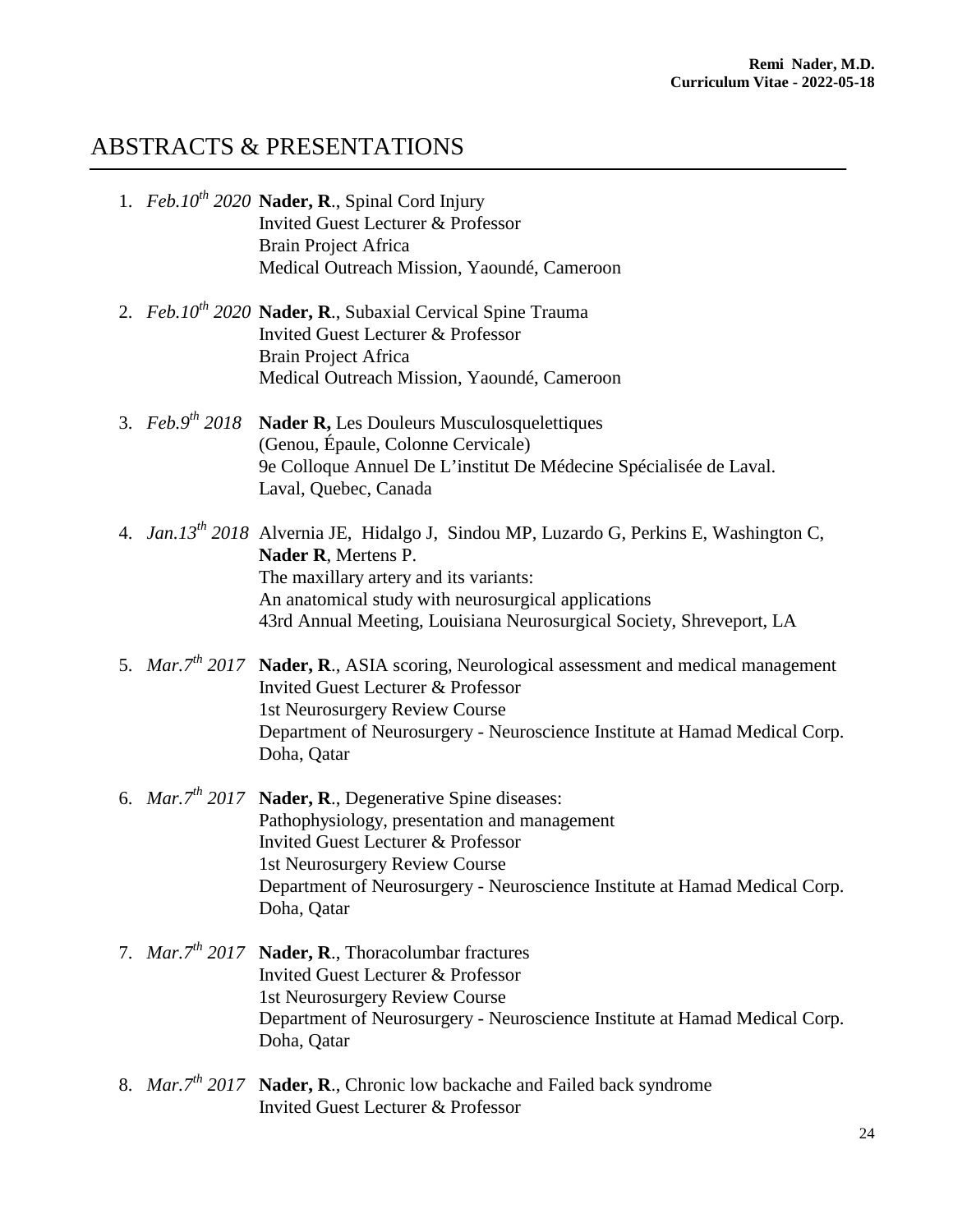# ABSTRACTS & PRESENTATIONS

1. *Feb.10th 2020* **Nader, R**., Spinal Cord Injury
   Invited Guest Lecturer & Professor
   Brain Project Africa
   Medical Outreach Mission, Yaoundé, Cameroon

2. *Feb.10th 2020* **Nader, R**., Subaxial Cervical Spine Trauma
   Invited Guest Lecturer & Professor
   Brain Project Africa
   Medical Outreach Mission, Yaoundé, Cameroon

3. *Feb.9th 2018* **Nader R,** Les Douleurs Musculosquelettiques
   (Genou, Épaule, Colonne Cervicale)
   9e Colloque Annuel De L'institut De Médecine Spécialisée de Laval.
   Laval, Quebec, Canada

4. *Jan.13th 2018* Alvernia JE, Hidalgo J, Sindou MP, Luzardo G, Perkins E, Washington C, **Nader R**, Mertens P.
   The maxillary artery and its variants:
   An anatomical study with neurosurgical applications
   43rd Annual Meeting, Louisiana Neurosurgical Society, Shreveport, LA

5. *Mar.7th 2017* **Nader, R**., ASIA scoring, Neurological assessment and medical management
   Invited Guest Lecturer & Professor
   1st Neurosurgery Review Course
   Department of Neurosurgery - Neuroscience Institute at Hamad Medical Corp.
   Doha, Qatar

6. *Mar.7th 2017* **Nader, R**., Degenerative Spine diseases:
   Pathophysiology, presentation and management
   Invited Guest Lecturer & Professor
   1st Neurosurgery Review Course
   Department of Neurosurgery - Neuroscience Institute at Hamad Medical Corp.
   Doha, Qatar

7. *Mar.7th 2017* **Nader, R**., Thoracolumbar fractures
   Invited Guest Lecturer & Professor
   1st Neurosurgery Review Course
   Department of Neurosurgery - Neuroscience Institute at Hamad Medical Corp.
   Doha, Qatar

8. *Mar.7th 2017* **Nader, R**., Chronic low backache and Failed back syndrome
   Invited Guest Lecturer & Professor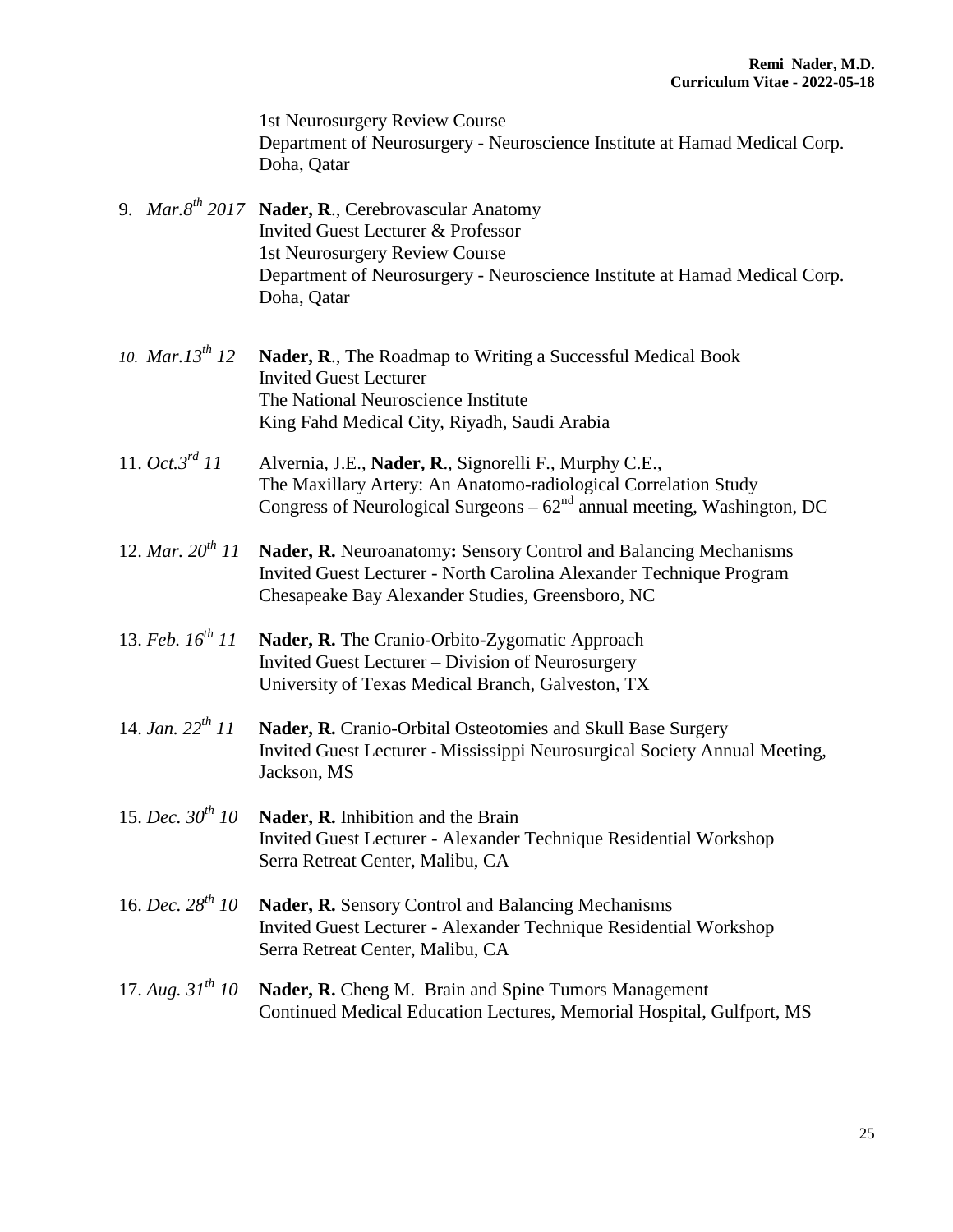1st Neurosurgery Review Course
Department of Neurosurgery - Neuroscience Institute at Hamad Medical Corp.
Doha, Qatar

9. *Mar.8th 2017* **Nader, R**., Cerebrovascular Anatomy
Invited Guest Lecturer & Professor
1st Neurosurgery Review Course
Department of Neurosurgery - Neuroscience Institute at Hamad Medical Corp.
Doha, Qatar

10. *Mar.13th 12* **Nader, R**., The Roadmap to Writing a Successful Medical Book
Invited Guest Lecturer
The National Neuroscience Institute
King Fahd Medical City, Riyadh, Saudi Arabia

11. *Oct.3rd 11* Alvernia, J.E., **Nader, R**., Signorelli F., Murphy C.E.,
The Maxillary Artery: An Anatomo-radiological Correlation Study
Congress of Neurological Surgeons – 62nd annual meeting, Washington, DC

12. *Mar. 20th 11* **Nader, R.** Neuroanatomy**:** Sensory Control and Balancing Mechanisms
Invited Guest Lecturer - North Carolina Alexander Technique Program
Chesapeake Bay Alexander Studies, Greensboro, NC

13. *Feb. 16th 11* **Nader, R.** The Cranio-Orbito-Zygomatic Approach
Invited Guest Lecturer – Division of Neurosurgery
University of Texas Medical Branch, Galveston, TX

14. *Jan. 22nd 11* **Nader, R.** Cranio-Orbital Osteotomies and Skull Base Surgery
Invited Guest Lecturer - Mississippi Neurosurgical Society Annual Meeting,
Jackson, MS

15. *Dec. 30th 10* **Nader, R.** Inhibition and the Brain
Invited Guest Lecturer - Alexander Technique Residential Workshop
Serra Retreat Center, Malibu, CA

16. *Dec. 28th 10* **Nader, R.** Sensory Control and Balancing Mechanisms
Invited Guest Lecturer - Alexander Technique Residential Workshop
Serra Retreat Center, Malibu, CA

17. *Aug. 31th 10* **Nader, R.** Cheng M. Brain and Spine Tumors Management
Continued Medical Education Lectures, Memorial Hospital, Gulfport, MS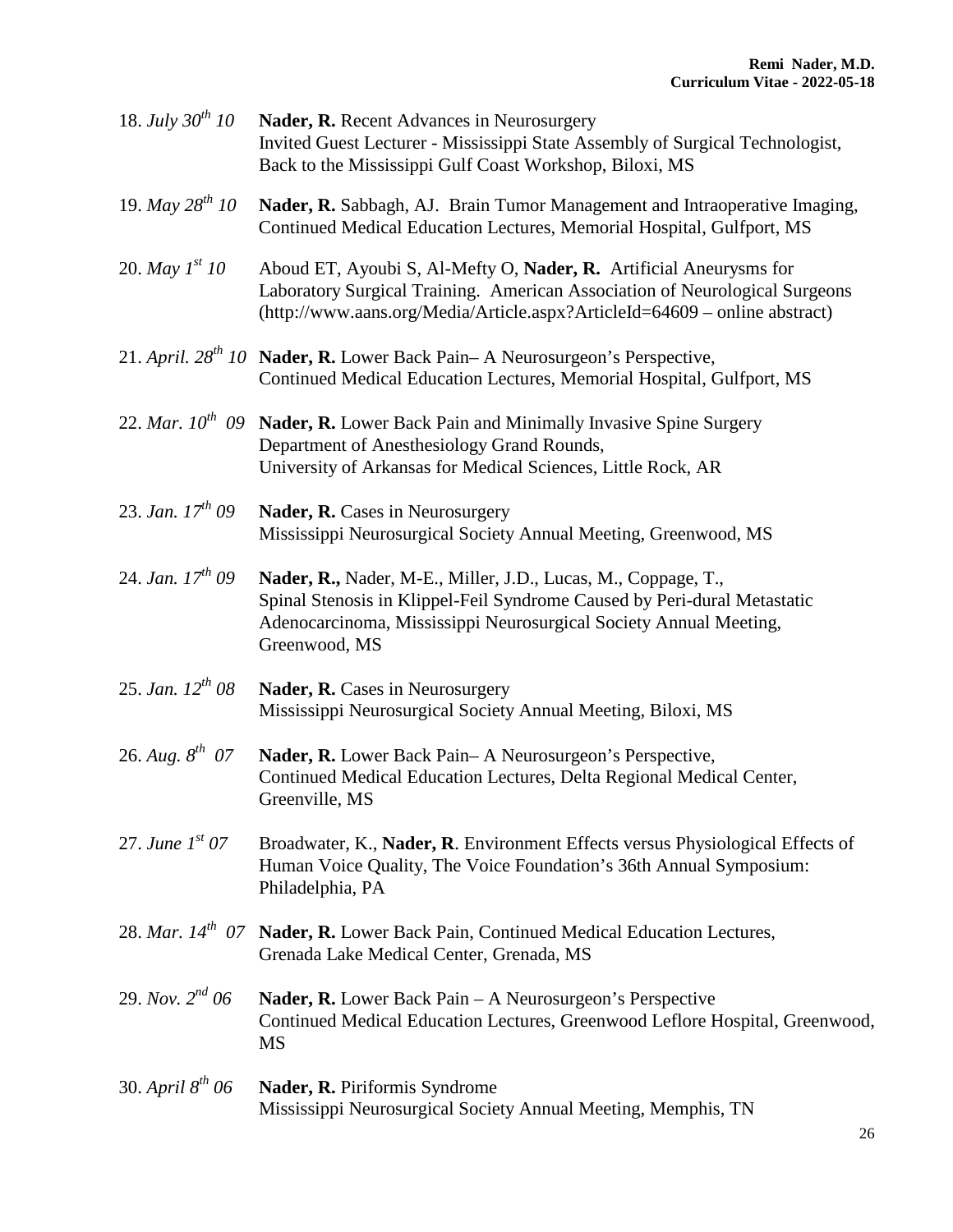18. *July 30th 10* **Nader, R.** Recent Advances in Neurosurgery
Invited Guest Lecturer - Mississippi State Assembly of Surgical Technologist, Back to the Mississippi Gulf Coast Workshop, Biloxi, MS

19. *May 28th 10* **Nader, R.** Sabbagh, AJ. Brain Tumor Management and Intraoperative Imaging, Continued Medical Education Lectures, Memorial Hospital, Gulfport, MS

20. *May 1st 10* Aboud ET, Ayoubi S, Al-Mefty O, **Nader, R.** Artificial Aneurysms for Laboratory Surgical Training. American Association of Neurological Surgeons (http://www.aans.org/Media/Article.aspx?ArticleId=64609 – online abstract)

21. *April. 28th 10* **Nader, R.** Lower Back Pain– A Neurosurgeon's Perspective, Continued Medical Education Lectures, Memorial Hospital, Gulfport, MS

22. *Mar. 10th 09* **Nader, R.** Lower Back Pain and Minimally Invasive Spine Surgery
Department of Anesthesiology Grand Rounds,
University of Arkansas for Medical Sciences, Little Rock, AR

23. *Jan. 17th 09* **Nader, R.** Cases in Neurosurgery
Mississippi Neurosurgical Society Annual Meeting, Greenwood, MS

24. *Jan. 17th 09* **Nader, R.,** Nader, M-E., Miller, J.D., Lucas, M., Coppage, T., Spinal Stenosis in Klippel-Feil Syndrome Caused by Peri-dural Metastatic Adenocarcinoma, Mississippi Neurosurgical Society Annual Meeting, Greenwood, MS

25. *Jan. 12th 08* **Nader, R.** Cases in Neurosurgery
Mississippi Neurosurgical Society Annual Meeting, Biloxi, MS

26. *Aug. 8th 07* **Nader, R.** Lower Back Pain– A Neurosurgeon's Perspective, Continued Medical Education Lectures, Delta Regional Medical Center, Greenville, MS

27. *June 1st 07* Broadwater, K., **Nader, R**. Environment Effects versus Physiological Effects of Human Voice Quality, The Voice Foundation's 36th Annual Symposium: Philadelphia, PA

28. *Mar. 14th 07* **Nader, R.** Lower Back Pain, Continued Medical Education Lectures, Grenada Lake Medical Center, Grenada, MS

29. *Nov. 2nd 06* **Nader, R.** Lower Back Pain – A Neurosurgeon's Perspective
Continued Medical Education Lectures, Greenwood Leflore Hospital, Greenwood, MS

30. *April 8th 06* **Nader, R.** Piriformis Syndrome
Mississippi Neurosurgical Society Annual Meeting, Memphis, TN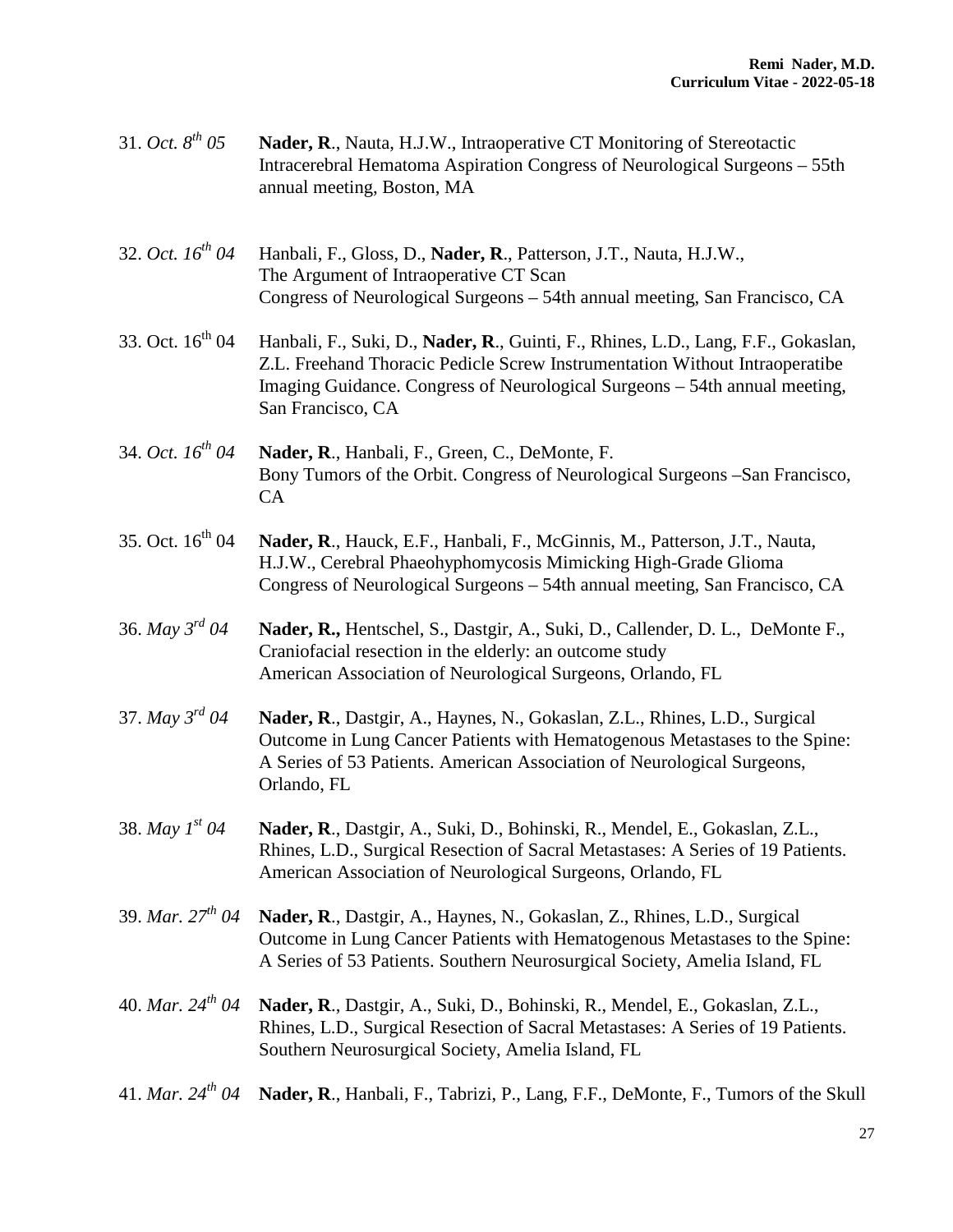31. *Oct. 8th 05* **Nader, R**., Nauta, H.J.W., Intraoperative CT Monitoring of Stereotactic Intracerebral Hematoma Aspiration Congress of Neurological Surgeons – 55th annual meeting, Boston, MA

32. *Oct. 16th 04* Hanbali, F., Gloss, D., **Nader, R**., Patterson, J.T., Nauta, H.J.W., The Argument of Intraoperative CT Scan Congress of Neurological Surgeons – 54th annual meeting, San Francisco, CA

33. Oct. 16th 04 Hanbali, F., Suki, D., **Nader, R**., Guinti, F., Rhines, L.D., Lang, F.F., Gokaslan, Z.L. Freehand Thoracic Pedicle Screw Instrumentation Without Intraoperatibe Imaging Guidance. Congress of Neurological Surgeons – 54th annual meeting, San Francisco, CA

34. *Oct. 16th 04* **Nader, R**., Hanbali, F., Green, C., DeMonte, F. Bony Tumors of the Orbit. Congress of Neurological Surgeons –San Francisco, CA

35. Oct. 16th 04 **Nader, R**., Hauck, E.F., Hanbali, F., McGinnis, M., Patterson, J.T., Nauta, H.J.W., Cerebral Phaeohyphomycosis Mimicking High-Grade Glioma Congress of Neurological Surgeons – 54th annual meeting, San Francisco, CA

36. *May 3rd 04* **Nader, R.,** Hentschel, S., Dastgir, A., Suki, D., Callender, D. L., DeMonte F., Craniofacial resection in the elderly: an outcome study American Association of Neurological Surgeons, Orlando, FL

37. *May 3rd 04* **Nader, R**., Dastgir, A., Haynes, N., Gokaslan, Z.L., Rhines, L.D., Surgical Outcome in Lung Cancer Patients with Hematogenous Metastases to the Spine: A Series of 53 Patients. American Association of Neurological Surgeons, Orlando, FL

38. *May 1st 04* **Nader, R**., Dastgir, A., Suki, D., Bohinski, R., Mendel, E., Gokaslan, Z.L., Rhines, L.D., Surgical Resection of Sacral Metastases: A Series of 19 Patients. American Association of Neurological Surgeons, Orlando, FL

39. *Mar. 27th 04* **Nader, R**., Dastgir, A., Haynes, N., Gokaslan, Z., Rhines, L.D., Surgical Outcome in Lung Cancer Patients with Hematogenous Metastases to the Spine: A Series of 53 Patients. Southern Neurosurgical Society, Amelia Island, FL

40. *Mar. 24th 04* **Nader, R**., Dastgir, A., Suki, D., Bohinski, R., Mendel, E., Gokaslan, Z.L., Rhines, L.D., Surgical Resection of Sacral Metastases: A Series of 19 Patients. Southern Neurosurgical Society, Amelia Island, FL

41. *Mar. 24th 04* **Nader, R**., Hanbali, F., Tabrizi, P., Lang, F.F., DeMonte, F., Tumors of the Skull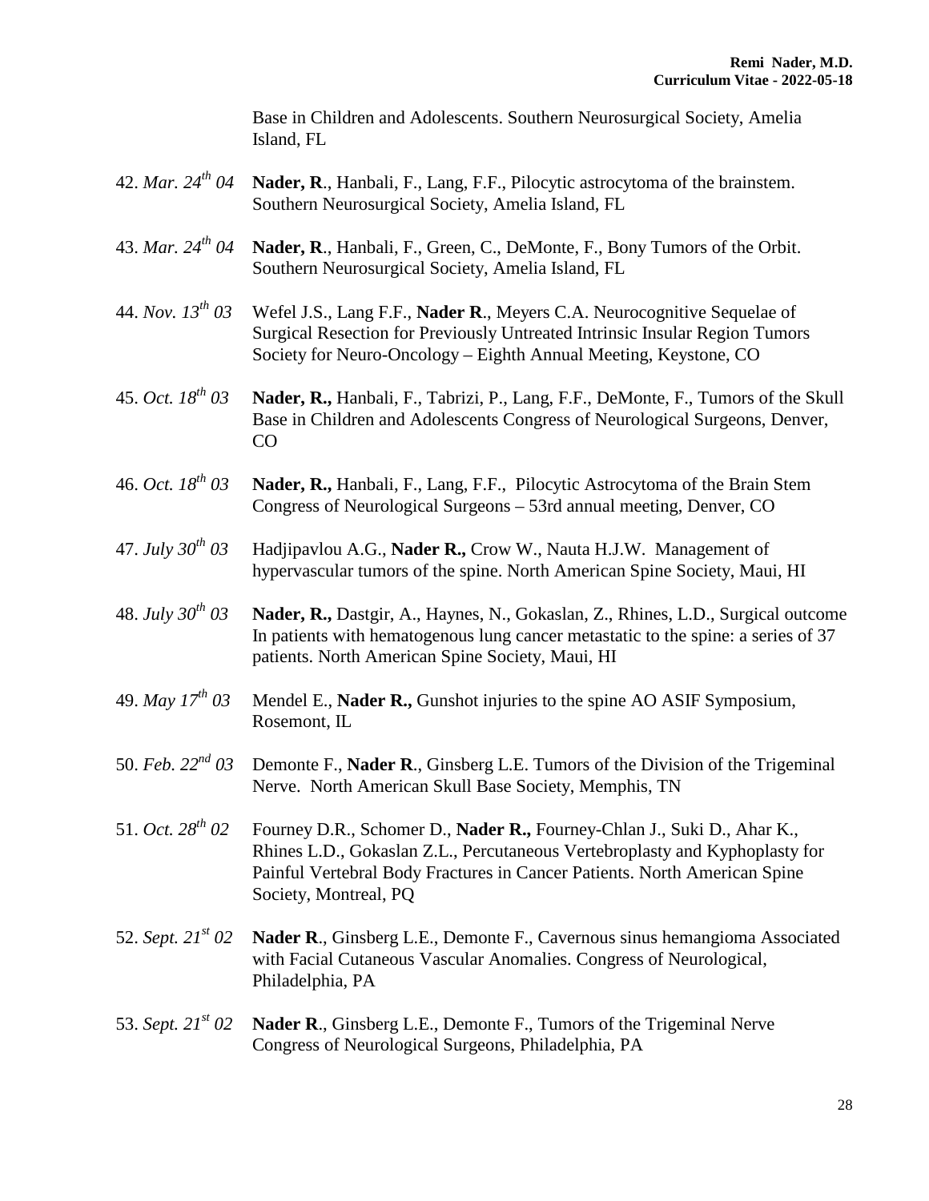Base in Children and Adolescents. Southern Neurosurgical Society, Amelia Island, FL

42. *Mar. 24th 04* **Nader, R**., Hanbali, F., Lang, F.F., Pilocytic astrocytoma of the brainstem. Southern Neurosurgical Society, Amelia Island, FL

43. *Mar. 24th 04* **Nader, R**., Hanbali, F., Green, C., DeMonte, F., Bony Tumors of the Orbit. Southern Neurosurgical Society, Amelia Island, FL

44. *Nov. 13th 03* Wefel J.S., Lang F.F., **Nader R**., Meyers C.A. Neurocognitive Sequelae of Surgical Resection for Previously Untreated Intrinsic Insular Region Tumors Society for Neuro-Oncology – Eighth Annual Meeting, Keystone, CO

45. *Oct. 18th 03* **Nader, R.,** Hanbali, F., Tabrizi, P., Lang, F.F., DeMonte, F., Tumors of the Skull Base in Children and Adolescents Congress of Neurological Surgeons, Denver, CO

46. *Oct. 18th 03* **Nader, R.,** Hanbali, F., Lang, F.F., Pilocytic Astrocytoma of the Brain Stem Congress of Neurological Surgeons – 53rd annual meeting, Denver, CO

47. *July 30th 03* Hadjipavlou A.G., **Nader R.,** Crow W., Nauta H.J.W. Management of hypervascular tumors of the spine. North American Spine Society, Maui, HI

48. *July 30th 03* **Nader, R.,** Dastgir, A., Haynes, N., Gokaslan, Z., Rhines, L.D., Surgical outcome In patients with hematogenous lung cancer metastatic to the spine: a series of 37 patients. North American Spine Society, Maui, HI

49. *May 17th 03* Mendel E., **Nader R.,** Gunshot injuries to the spine AO ASIF Symposium, Rosemont, IL

50. *Feb. 22nd 03* Demonte F., **Nader R**., Ginsberg L.E. Tumors of the Division of the Trigeminal Nerve. North American Skull Base Society, Memphis, TN

51. *Oct. 28th 02* Fourney D.R., Schomer D., **Nader R.,** Fourney-Chlan J., Suki D., Ahar K., Rhines L.D., Gokaslan Z.L., Percutaneous Vertebroplasty and Kyphoplasty for Painful Vertebral Body Fractures in Cancer Patients. North American Spine Society, Montreal, PQ

52. *Sept. 21st 02* **Nader R**., Ginsberg L.E., Demonte F., Cavernous sinus hemangioma Associated with Facial Cutaneous Vascular Anomalies. Congress of Neurological, Philadelphia, PA

53. *Sept. 21st 02* **Nader R**., Ginsberg L.E., Demonte F., Tumors of the Trigeminal Nerve Congress of Neurological Surgeons, Philadelphia, PA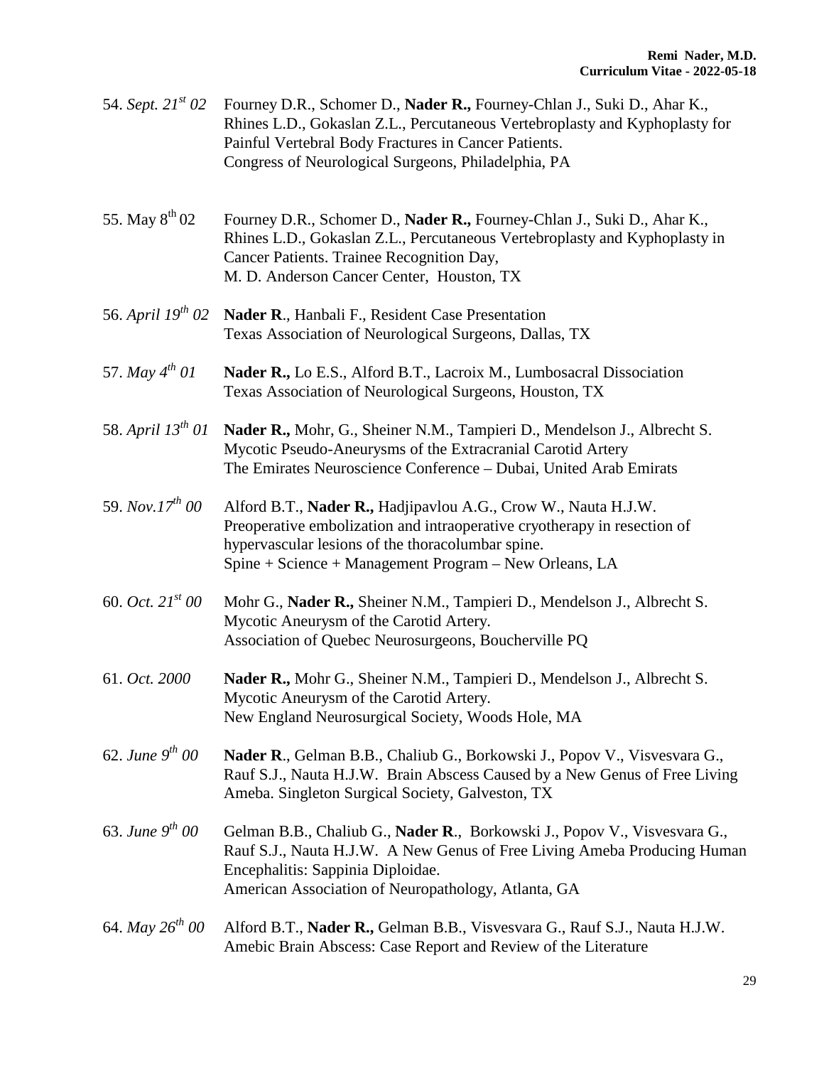54. *Sept. 21st 02* Fourney D.R., Schomer D., **Nader R.,** Fourney-Chlan J., Suki D., Ahar K., Rhines L.D., Gokaslan Z.L., Percutaneous Vertebroplasty and Kyphoplasty for Painful Vertebral Body Fractures in Cancer Patients.
Congress of Neurological Surgeons, Philadelphia, PA

55. May 8th 02 Fourney D.R., Schomer D., **Nader R.,** Fourney-Chlan J., Suki D., Ahar K., Rhines L.D., Gokaslan Z.L., Percutaneous Vertebroplasty and Kyphoplasty in Cancer Patients. Trainee Recognition Day,
M. D. Anderson Cancer Center, Houston, TX

56. *April 19th 02* **Nader R**., Hanbali F., Resident Case Presentation
Texas Association of Neurological Surgeons, Dallas, TX

57. *May 4th 01* **Nader R.,** Lo E.S., Alford B.T., Lacroix M., Lumbosacral Dissociation
Texas Association of Neurological Surgeons, Houston, TX

58. *April 13th 01* **Nader R.,** Mohr, G., Sheiner N.M., Tampieri D., Mendelson J., Albrecht S.
Mycotic Pseudo-Aneurysms of the Extracranial Carotid Artery
The Emirates Neuroscience Conference – Dubai, United Arab Emirats

59. *Nov.17th 00* Alford B.T., **Nader R.,** Hadjipavlou A.G., Crow W., Nauta H.J.W.
Preoperative embolization and intraoperative cryotherapy in resection of hypervascular lesions of the thoracolumbar spine.
Spine + Science + Management Program – New Orleans, LA

60. *Oct. 21st 00* Mohr G., **Nader R.,** Sheiner N.M., Tampieri D., Mendelson J., Albrecht S.
Mycotic Aneurysm of the Carotid Artery.
Association of Quebec Neurosurgeons, Boucherville PQ

61. *Oct. 2000* **Nader R.,** Mohr G., Sheiner N.M., Tampieri D., Mendelson J., Albrecht S.
Mycotic Aneurysm of the Carotid Artery.
New England Neurosurgical Society, Woods Hole, MA

62. *June 9th 00* **Nader R**., Gelman B.B., Chaliub G., Borkowski J., Popov V., Visvesvara G., Rauf S.J., Nauta H.J.W. Brain Abscess Caused by a New Genus of Free Living Ameba. Singleton Surgical Society, Galveston, TX

63. *June 9th 00* Gelman B.B., Chaliub G., **Nader R**., Borkowski J., Popov V., Visvesvara G., Rauf S.J., Nauta H.J.W. A New Genus of Free Living Ameba Producing Human Encephalitis: Sappinia Diploidae.
American Association of Neuropathology, Atlanta, GA

64. *May 26th 00* Alford B.T., **Nader R.,** Gelman B.B., Visvesvara G., Rauf S.J., Nauta H.J.W.
Amebic Brain Abscess: Case Report and Review of the Literature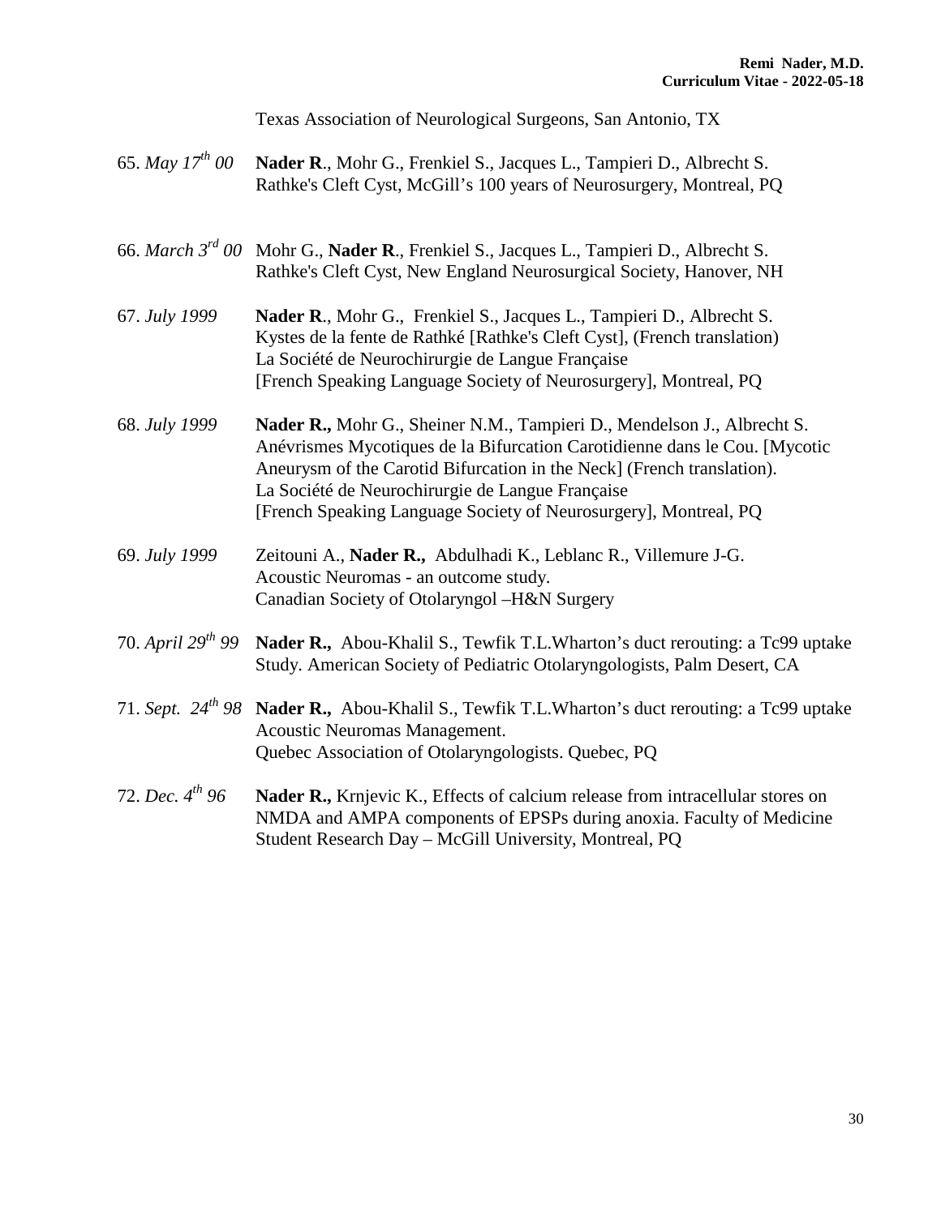Texas Association of Neurological Surgeons, San Antonio, TX

65. *May 17th 00* **Nader R**., Mohr G., Frenkiel S., Jacques L., Tampieri D., Albrecht S. Rathke's Cleft Cyst, McGill's 100 years of Neurosurgery, Montreal, PQ

66. *March 3rd 00* Mohr G., **Nader R**., Frenkiel S., Jacques L., Tampieri D., Albrecht S. Rathke's Cleft Cyst, New England Neurosurgical Society, Hanover, NH

67. *July 1999* **Nader R**., Mohr G., Frenkiel S., Jacques L., Tampieri D., Albrecht S. Kystes de la fente de Rathké [Rathke's Cleft Cyst], (French translation) La Société de Neurochirurgie de Langue Française [French Speaking Language Society of Neurosurgery], Montreal, PQ

68. *July 1999* **Nader R.,** Mohr G., Sheiner N.M., Tampieri D., Mendelson J., Albrecht S. Anévrismes Mycotiques de la Bifurcation Carotidienne dans le Cou. [Mycotic Aneurysm of the Carotid Bifurcation in the Neck] (French translation). La Société de Neurochirurgie de Langue Française [French Speaking Language Society of Neurosurgery], Montreal, PQ

69. *July 1999* Zeitouni A., **Nader R.,** Abdulhadi K., Leblanc R., Villemure J-G. Acoustic Neuromas - an outcome study. Canadian Society of Otolaryngol –H&N Surgery

70. *April 29th 99* **Nader R.,** Abou-Khalil S., Tewfik T.L.Wharton's duct rerouting: a Tc99 uptake Study. American Society of Pediatric Otolaryngologists, Palm Desert, CA

71. *Sept. 24th 98* **Nader R.,** Abou-Khalil S., Tewfik T.L.Wharton's duct rerouting: a Tc99 uptake Acoustic Neuromas Management. Quebec Association of Otolaryngologists. Quebec, PQ

72. *Dec. 4th 96* **Nader R.,** Krnjevic K., Effects of calcium release from intracellular stores on NMDA and AMPA components of EPSPs during anoxia. Faculty of Medicine Student Research Day – McGill University, Montreal, PQ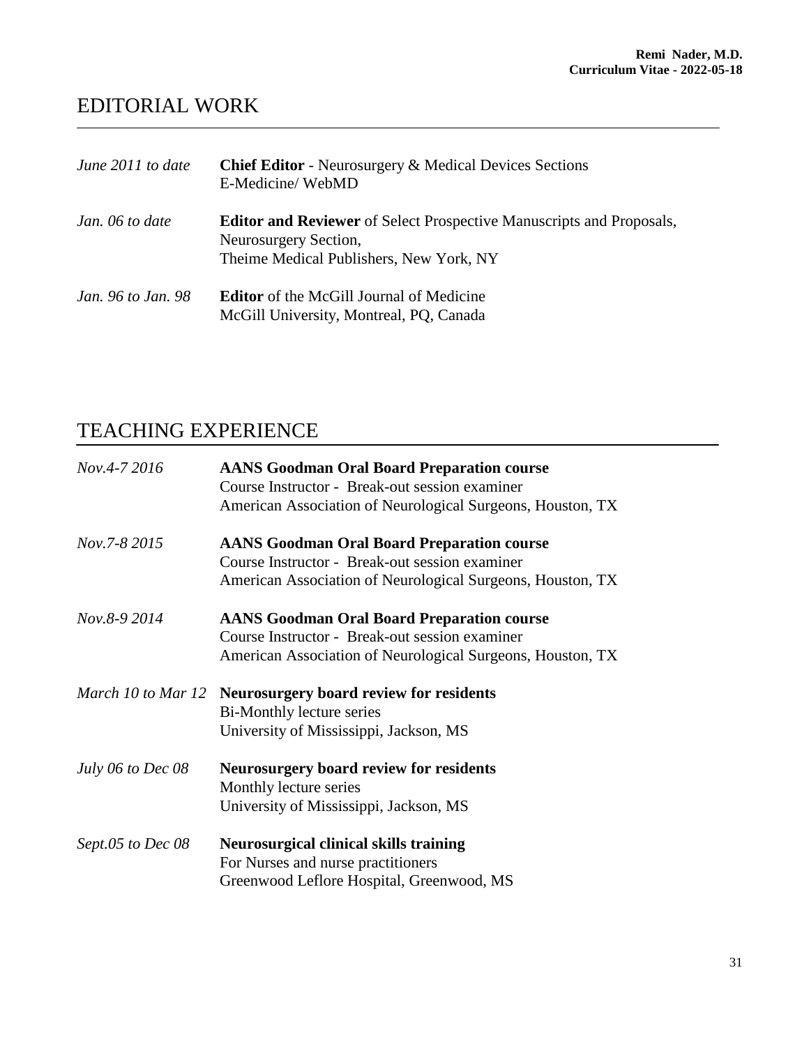## EDITORIAL WORK

*June 2011 to date* **Chief Editor** - Neurosurgery & Medical Devices Sections
E-Medicine/ WebMD

*Jan. 06 to date* **Editor and Reviewer** of Select Prospective Manuscripts and Proposals,
Neurosurgery Section,
Theime Medical Publishers, New York, NY

*Jan. 96 to Jan. 98* **Editor** of the McGill Journal of Medicine
McGill University, Montreal, PQ, Canada

## TEACHING EXPERIENCE

*Nov.4-7 2016* **AANS Goodman Oral Board Preparation course**
Course Instructor - Break-out session examiner
American Association of Neurological Surgeons, Houston, TX

*Nov.7-8 2015* **AANS Goodman Oral Board Preparation course**
Course Instructor - Break-out session examiner
American Association of Neurological Surgeons, Houston, TX

*Nov.8-9 2014* **AANS Goodman Oral Board Preparation course**
Course Instructor - Break-out session examiner
American Association of Neurological Surgeons, Houston, TX

*March 10 to Mar 12* **Neurosurgery board review for residents**
Bi-Monthly lecture series
University of Mississippi, Jackson, MS

*July 06 to Dec 08* **Neurosurgery board review for residents**
Monthly lecture series
University of Mississippi, Jackson, MS

*Sept.05 to Dec 08* **Neurosurgical clinical skills training**
For Nurses and nurse practitioners
Greenwood Leflore Hospital, Greenwood, MS